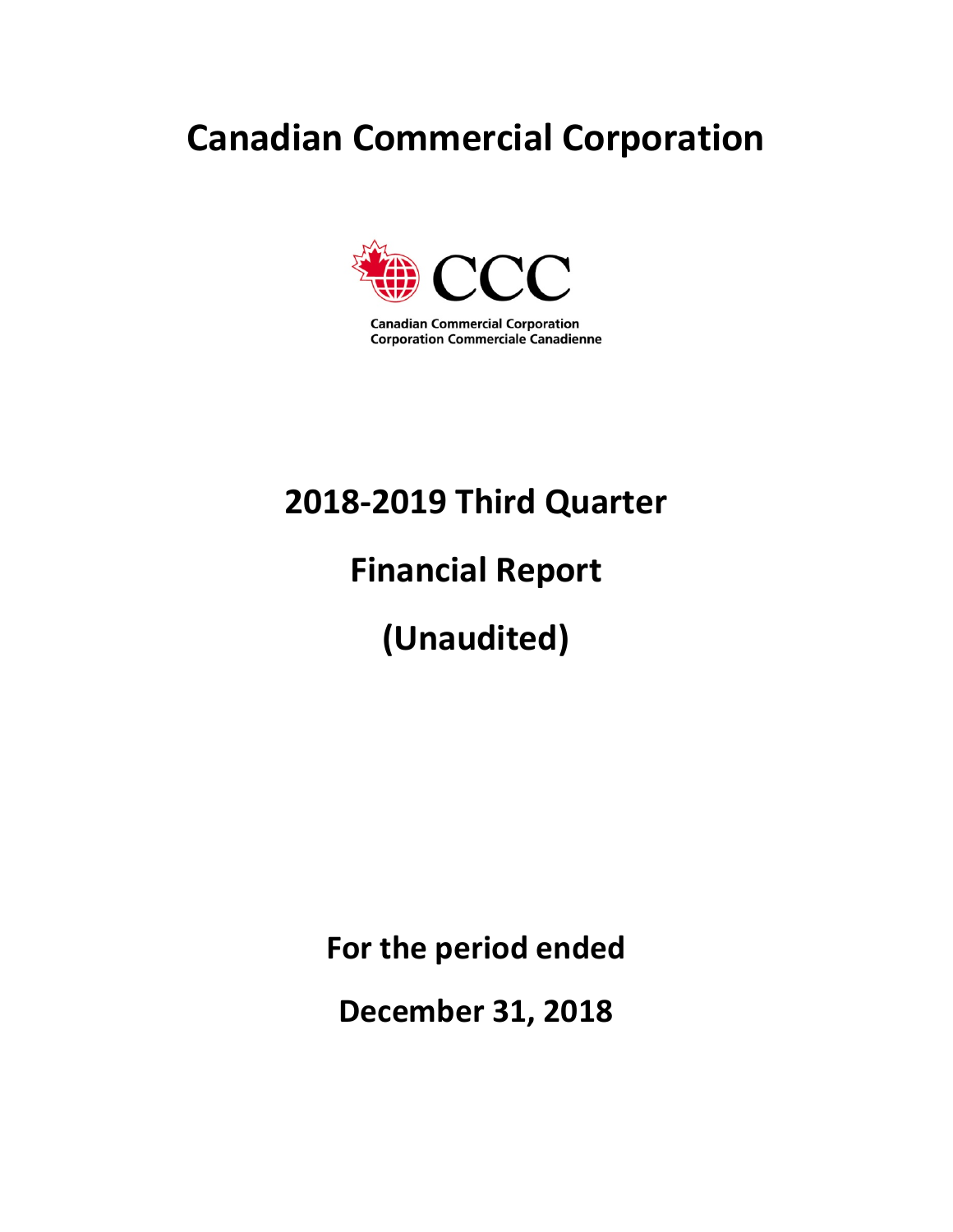# Canadian Commercial Corporation

Canadian Commercial Corporation
Corporation Commerciale Canadienne

## 2018-2019 Third Quarter

## Financial Report

## (Unaudited)

**For the period ended**

**December 31, 2018**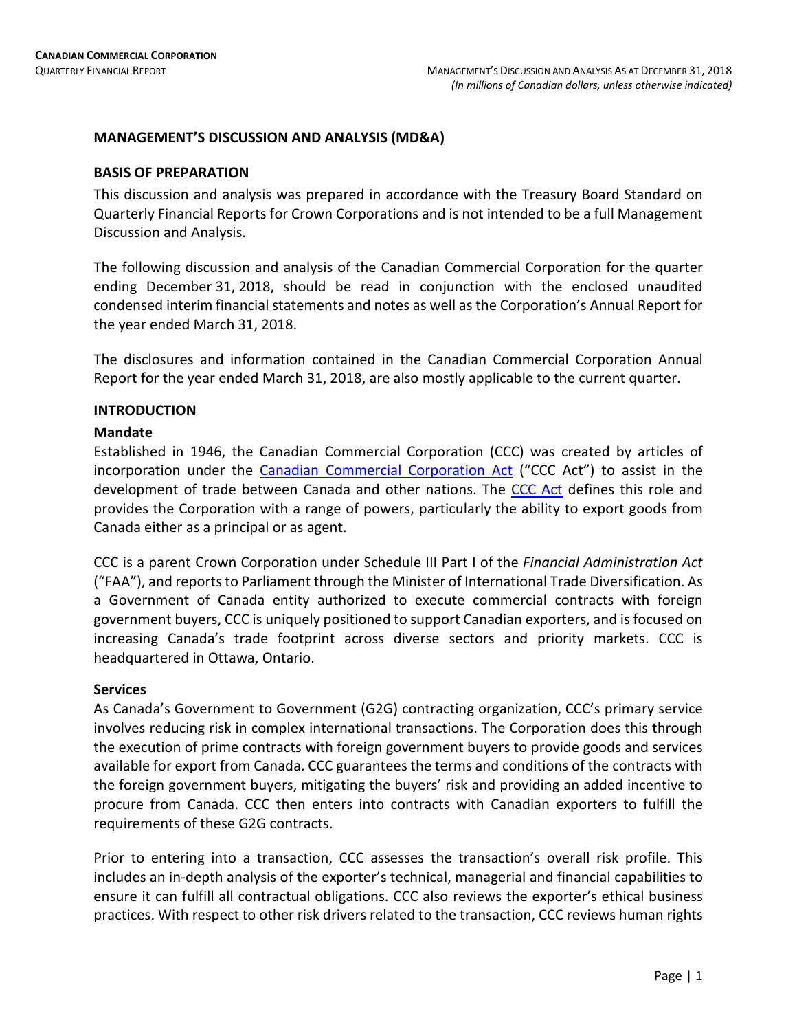## MANAGEMENT'S DISCUSSION AND ANALYSIS (MD&A)

### BASIS OF PREPARATION

This discussion and analysis was prepared in accordance with the Treasury Board Standard on Quarterly Financial Reports for Crown Corporations and is not intended to be a full Management Discussion and Analysis.

The following discussion and analysis of the Canadian Commercial Corporation for the quarter ending December 31, 2018, should be read in conjunction with the enclosed unaudited condensed interim financial statements and notes as well as the Corporation's Annual Report for the year ended March 31, 2018.

The disclosures and information contained in the Canadian Commercial Corporation Annual Report for the year ended March 31, 2018, are also mostly applicable to the current quarter.

### INTRODUCTION

#### Mandate

Established in 1946, the Canadian Commercial Corporation (CCC) was created by articles of incorporation under the Canadian Commercial Corporation Act ("CCC Act") to assist in the development of trade between Canada and other nations. The CCC Act defines this role and provides the Corporation with a range of powers, particularly the ability to export goods from Canada either as a principal or as agent.

CCC is a parent Crown Corporation under Schedule III Part I of the *Financial Administration Act* ("FAA"), and reports to Parliament through the Minister of International Trade Diversification. As a Government of Canada entity authorized to execute commercial contracts with foreign government buyers, CCC is uniquely positioned to support Canadian exporters, and is focused on increasing Canada's trade footprint across diverse sectors and priority markets. CCC is headquartered in Ottawa, Ontario.

#### Services

As Canada's Government to Government (G2G) contracting organization, CCC's primary service involves reducing risk in complex international transactions. The Corporation does this through the execution of prime contracts with foreign government buyers to provide goods and services available for export from Canada. CCC guarantees the terms and conditions of the contracts with the foreign government buyers, mitigating the buyers' risk and providing an added incentive to procure from Canada. CCC then enters into contracts with Canadian exporters to fulfill the requirements of these G2G contracts.

Prior to entering into a transaction, CCC assesses the transaction's overall risk profile. This includes an in-depth analysis of the exporter's technical, managerial and financial capabilities to ensure it can fulfill all contractual obligations. CCC also reviews the exporter's ethical business practices. With respect to other risk drivers related to the transaction, CCC reviews human rights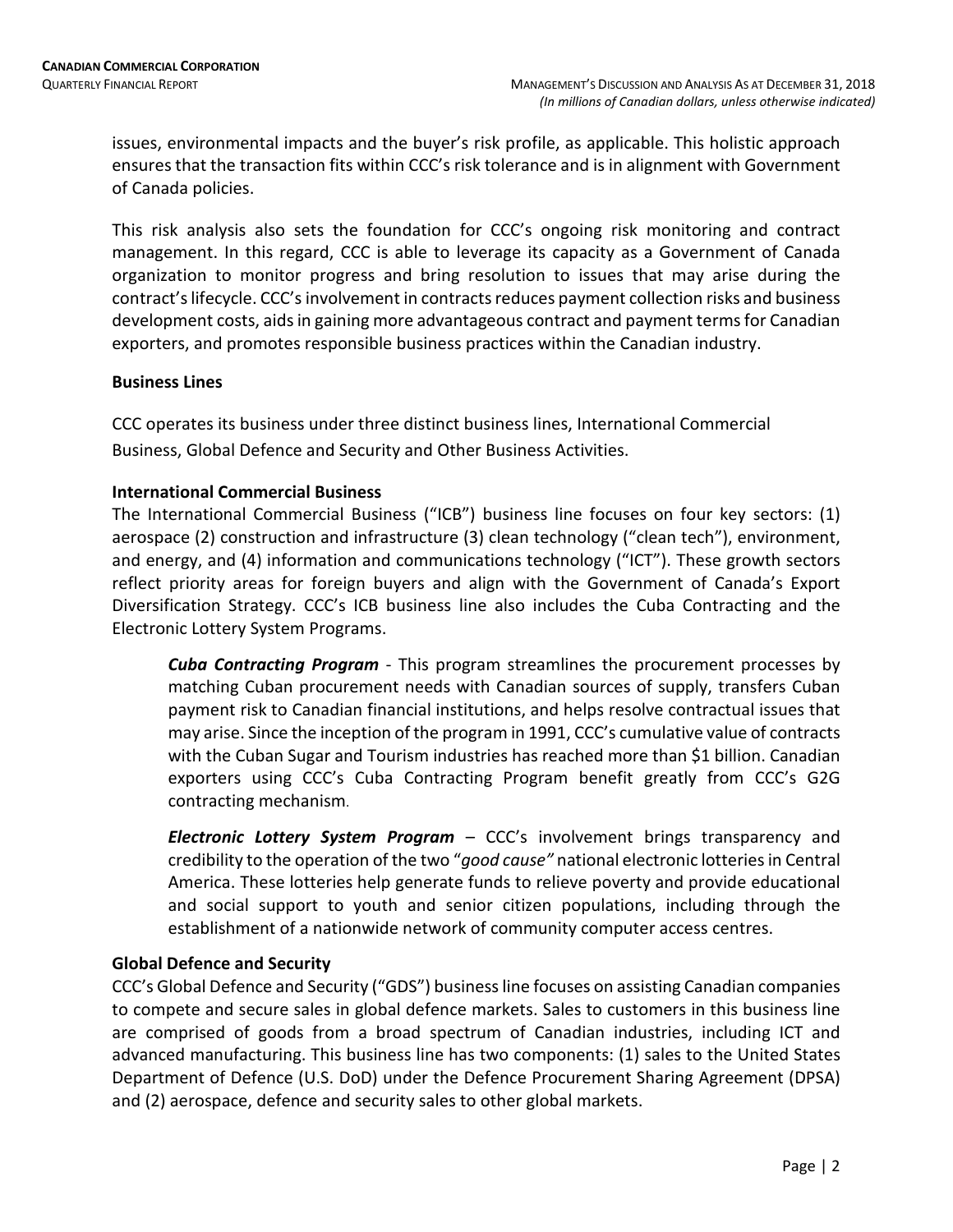issues, environmental impacts and the buyer's risk profile, as applicable. This holistic approach ensures that the transaction fits within CCC's risk tolerance and is in alignment with Government of Canada policies.

This risk analysis also sets the foundation for CCC's ongoing risk monitoring and contract management. In this regard, CCC is able to leverage its capacity as a Government of Canada organization to monitor progress and bring resolution to issues that may arise during the contract's lifecycle. CCC's involvement in contracts reduces payment collection risks and business development costs, aids in gaining more advantageous contract and payment terms for Canadian exporters, and promotes responsible business practices within the Canadian industry.

### Business Lines

CCC operates its business under three distinct business lines, International Commercial Business, Global Defence and Security and Other Business Activities.

### International Commercial Business

The International Commercial Business ("ICB") business line focuses on four key sectors: (1) aerospace (2) construction and infrastructure (3) clean technology ("clean tech"), environment, and energy, and (4) information and communications technology ("ICT"). These growth sectors reflect priority areas for foreign buyers and align with the Government of Canada's Export Diversification Strategy. CCC's ICB business line also includes the Cuba Contracting and the Electronic Lottery System Programs.

> ***Cuba Contracting Program*** - This program streamlines the procurement processes by matching Cuban procurement needs with Canadian sources of supply, transfers Cuban payment risk to Canadian financial institutions, and helps resolve contractual issues that may arise. Since the inception of the program in 1991, CCC's cumulative value of contracts with the Cuban Sugar and Tourism industries has reached more than $1 billion. Canadian exporters using CCC's Cuba Contracting Program benefit greatly from CCC's G2G contracting mechanism.
>
> ***Electronic Lottery System Program*** – CCC's involvement brings transparency and credibility to the operation of the two "*good cause"* national electronic lotteries in Central America. These lotteries help generate funds to relieve poverty and provide educational and social support to youth and senior citizen populations, including through the establishment of a nationwide network of community computer access centres.

### Global Defence and Security

CCC's Global Defence and Security ("GDS") business line focuses on assisting Canadian companies to compete and secure sales in global defence markets. Sales to customers in this business line are comprised of goods from a broad spectrum of Canadian industries, including ICT and advanced manufacturing. This business line has two components: (1) sales to the United States Department of Defence (U.S. DoD) under the Defence Procurement Sharing Agreement (DPSA) and (2) aerospace, defence and security sales to other global markets.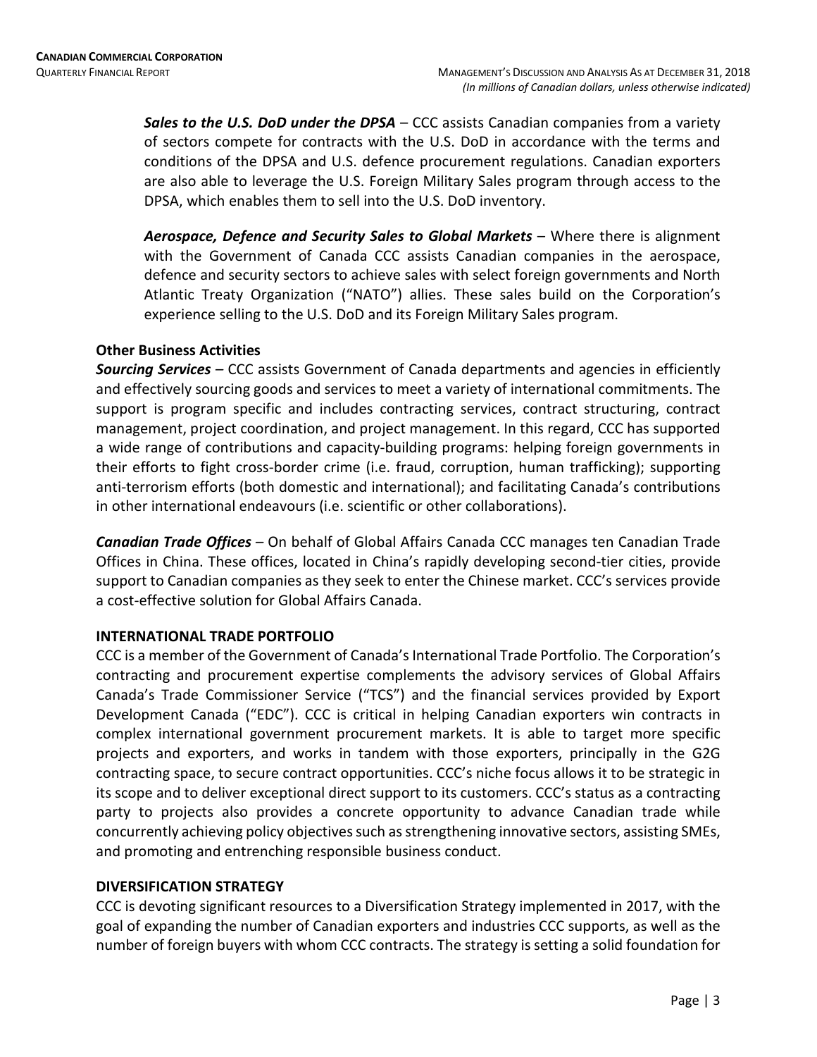***Sales to the U.S. DoD under the DPSA*** – CCC assists Canadian companies from a variety of sectors compete for contracts with the U.S. DoD in accordance with the terms and conditions of the DPSA and U.S. defence procurement regulations. Canadian exporters are also able to leverage the U.S. Foreign Military Sales program through access to the DPSA, which enables them to sell into the U.S. DoD inventory.

***Aerospace, Defence and Security Sales to Global Markets*** – Where there is alignment with the Government of Canada CCC assists Canadian companies in the aerospace, defence and security sectors to achieve sales with select foreign governments and North Atlantic Treaty Organization ("NATO") allies. These sales build on the Corporation's experience selling to the U.S. DoD and its Foreign Military Sales program.

**Other Business Activities**

***Sourcing Services*** – CCC assists Government of Canada departments and agencies in efficiently and effectively sourcing goods and services to meet a variety of international commitments. The support is program specific and includes contracting services, contract structuring, contract management, project coordination, and project management. In this regard, CCC has supported a wide range of contributions and capacity-building programs: helping foreign governments in their efforts to fight cross-border crime (i.e. fraud, corruption, human trafficking); supporting anti-terrorism efforts (both domestic and international); and facilitating Canada's contributions in other international endeavours (i.e. scientific or other collaborations).

***Canadian Trade Offices*** – On behalf of Global Affairs Canada CCC manages ten Canadian Trade Offices in China. These offices, located in China's rapidly developing second-tier cities, provide support to Canadian companies as they seek to enter the Chinese market. CCC's services provide a cost-effective solution for Global Affairs Canada.

## INTERNATIONAL TRADE PORTFOLIO

CCC is a member of the Government of Canada's International Trade Portfolio. The Corporation's contracting and procurement expertise complements the advisory services of Global Affairs Canada's Trade Commissioner Service ("TCS") and the financial services provided by Export Development Canada ("EDC"). CCC is critical in helping Canadian exporters win contracts in complex international government procurement markets. It is able to target more specific projects and exporters, and works in tandem with those exporters, principally in the G2G contracting space, to secure contract opportunities. CCC's niche focus allows it to be strategic in its scope and to deliver exceptional direct support to its customers. CCC's status as a contracting party to projects also provides a concrete opportunity to advance Canadian trade while concurrently achieving policy objectives such as strengthening innovative sectors, assisting SMEs, and promoting and entrenching responsible business conduct.

## DIVERSIFICATION STRATEGY

CCC is devoting significant resources to a Diversification Strategy implemented in 2017, with the goal of expanding the number of Canadian exporters and industries CCC supports, as well as the number of foreign buyers with whom CCC contracts. The strategy is setting a solid foundation for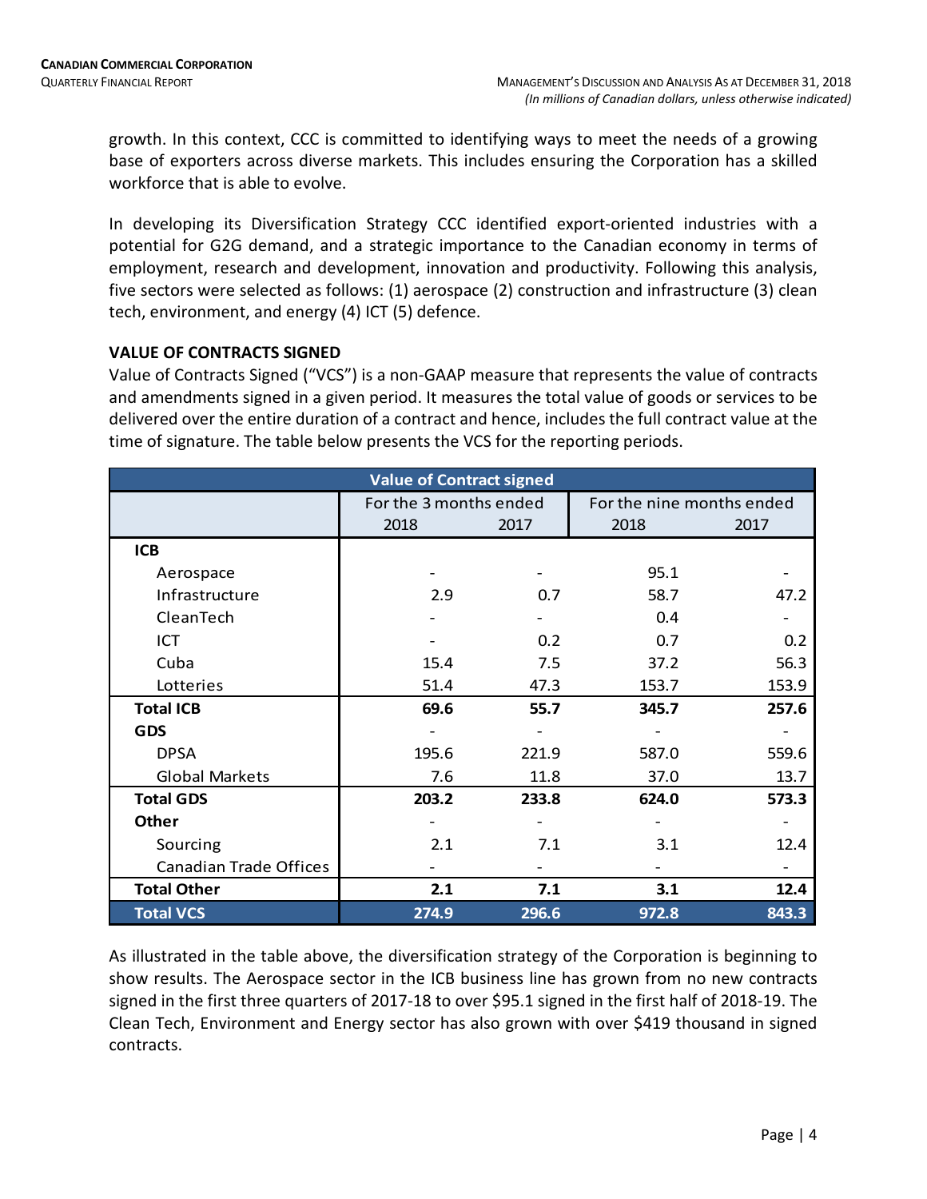growth. In this context, CCC is committed to identifying ways to meet the needs of a growing base of exporters across diverse markets. This includes ensuring the Corporation has a skilled workforce that is able to evolve.

In developing its Diversification Strategy CCC identified export-oriented industries with a potential for G2G demand, and a strategic importance to the Canadian economy in terms of employment, research and development, innovation and productivity. Following this analysis, five sectors were selected as follows: (1) aerospace (2) construction and infrastructure (3) clean tech, environment, and energy (4) ICT (5) defence.

## VALUE OF CONTRACTS SIGNED

Value of Contracts Signed ("VCS") is a non-GAAP measure that represents the value of contracts and amendments signed in a given period. It measures the total value of goods or services to be delivered over the entire duration of a contract and hence, includes the full contract value at the time of signature. The table below presents the VCS for the reporting periods.

| Value of Contract signed | For the 3 months ended | | For the nine months ended | |
|---|---|---|---|---|
| | 2018 | 2017 | 2018 | 2017 |
| **ICB** | | | | |
| Aerospace | - | - | 95.1 | - |
| Infrastructure | 2.9 | 0.7 | 58.7 | 47.2 |
| CleanTech | - | - | 0.4 | - |
| ICT | - | 0.2 | 0.7 | 0.2 |
| Cuba | 15.4 | 7.5 | 37.2 | 56.3 |
| Lotteries | 51.4 | 47.3 | 153.7 | 153.9 |
| **Total ICB** | **69.6** | **55.7** | **345.7** | **257.6** |
| **GDS** | - | - | - | - |
| DPSA | 195.6 | 221.9 | 587.0 | 559.6 |
| Global Markets | 7.6 | 11.8 | 37.0 | 13.7 |
| **Total GDS** | **203.2** | **233.8** | **624.0** | **573.3** |
| **Other** | - | - | - | - |
| Sourcing | 2.1 | 7.1 | 3.1 | 12.4 |
| Canadian Trade Offices | - | - | - | - |
| **Total Other** | **2.1** | **7.1** | **3.1** | **12.4** |
| **Total VCS** | **274.9** | **296.6** | **972.8** | **843.3** |

As illustrated in the table above, the diversification strategy of the Corporation is beginning to show results. The Aerospace sector in the ICB business line has grown from no new contracts signed in the first three quarters of 2017-18 to over $95.1 signed in the first half of 2018-19. The Clean Tech, Environment and Energy sector has also grown with over $419 thousand in signed contracts.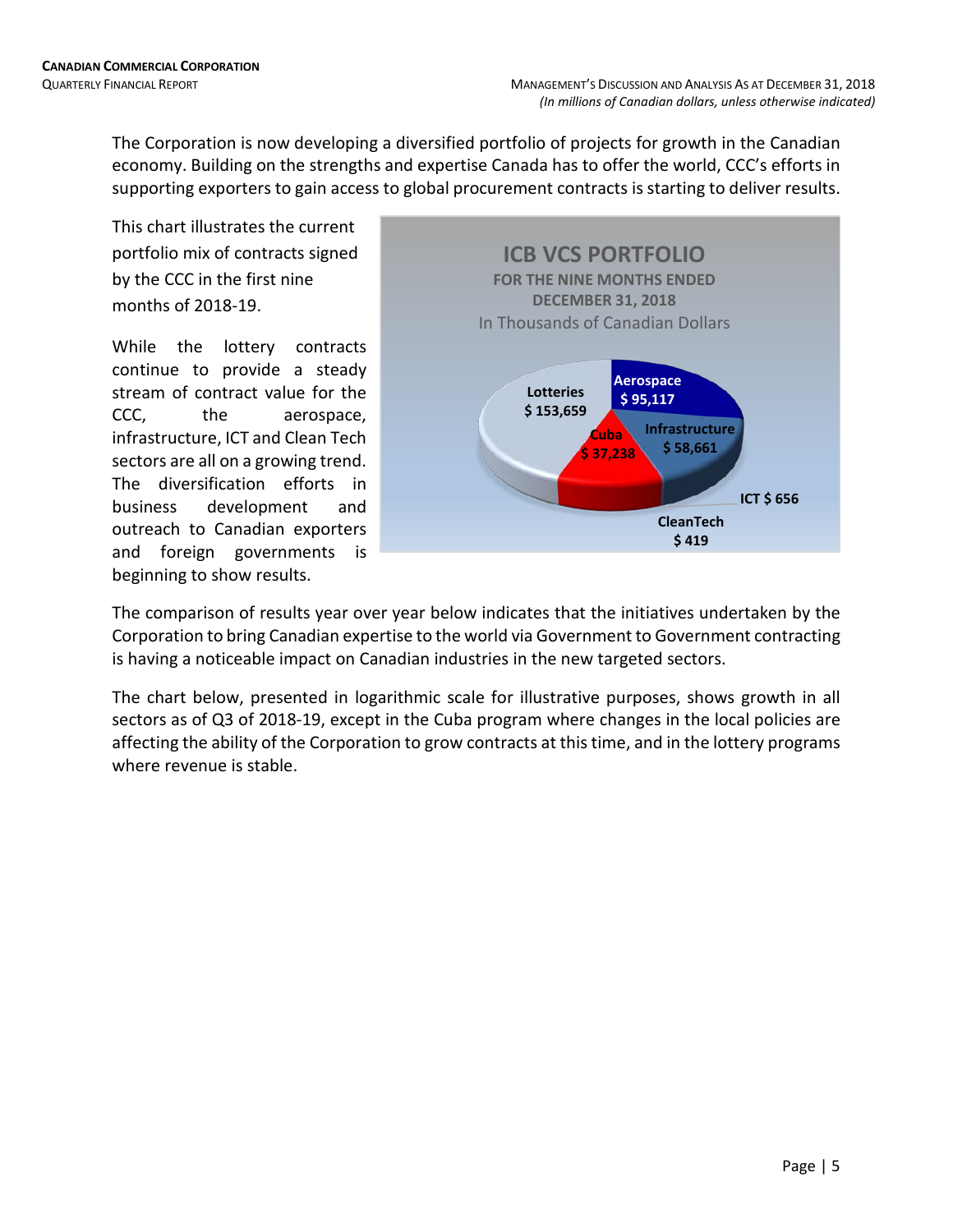The Corporation is now developing a diversified portfolio of projects for growth in the Canadian economy. Building on the strengths and expertise Canada has to offer the world, CCC's efforts in supporting exporters to gain access to global procurement contracts is starting to deliver results.

This chart illustrates the current portfolio mix of contracts signed by the CCC in the first nine months of 2018-19.

While the lottery contracts continue to provide a steady stream of contract value for the CCC, the aerospace, infrastructure, ICT and Clean Tech sectors are all on a growing trend. The diversification efforts in business development and outreach to Canadian exporters and foreign governments is beginning to show results.

**ICB VCS PORTFOLIO**
**FOR THE NINE MONTHS ENDED DECEMBER 31, 2018**
In Thousands of Canadian Dollars

| Sector | Amount |
|---|---|
| Lotteries | $ 153,659 |
| Aerospace | $ 95,117 |
| Infrastructure | $ 58,661 |
| Cuba | $ 37,238 |
| ICT | $ 656 |
| CleanTech | $ 419 |

The comparison of results year over year below indicates that the initiatives undertaken by the Corporation to bring Canadian expertise to the world via Government to Government contracting is having a noticeable impact on Canadian industries in the new targeted sectors.

The chart below, presented in logarithmic scale for illustrative purposes, shows growth in all sectors as of Q3 of 2018-19, except in the Cuba program where changes in the local policies are affecting the ability of the Corporation to grow contracts at this time, and in the lottery programs where revenue is stable.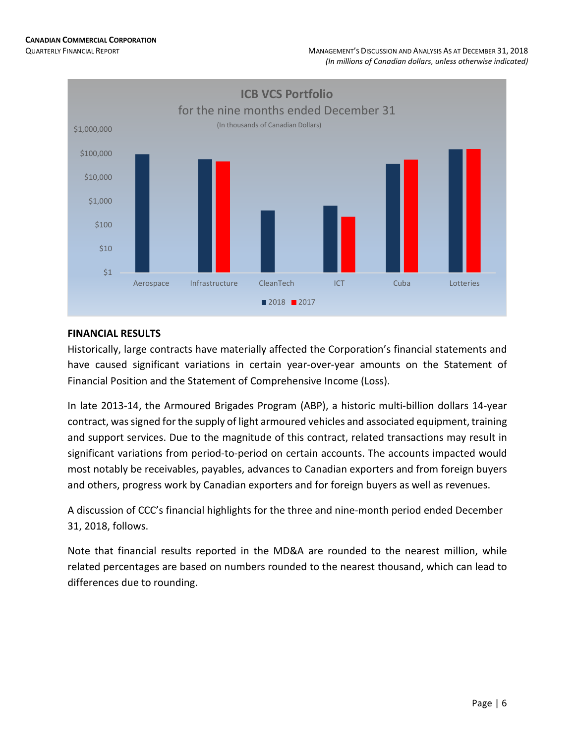**ICB VCS Portfolio**

for the nine months ended December 31

(In thousands of Canadian Dollars)

$1,000,000
$100,000
$10,000
$1,000
$100
$10
$1

Aerospace | Infrastructure | CleanTech | ICT | Cuba | Lotteries

■ 2018 ■ 2017

## FINANCIAL RESULTS

Historically, large contracts have materially affected the Corporation's financial statements and have caused significant variations in certain year-over-year amounts on the Statement of Financial Position and the Statement of Comprehensive Income (Loss).

In late 2013-14, the Armoured Brigades Program (ABP), a historic multi-billion dollars 14-year contract, was signed for the supply of light armoured vehicles and associated equipment, training and support services. Due to the magnitude of this contract, related transactions may result in significant variations from period-to-period on certain accounts. The accounts impacted would most notably be receivables, payables, advances to Canadian exporters and from foreign buyers and others, progress work by Canadian exporters and for foreign buyers as well as revenues.

A discussion of CCC's financial highlights for the three and nine-month period ended December 31, 2018, follows.

Note that financial results reported in the MD&A are rounded to the nearest million, while related percentages are based on numbers rounded to the nearest thousand, which can lead to differences due to rounding.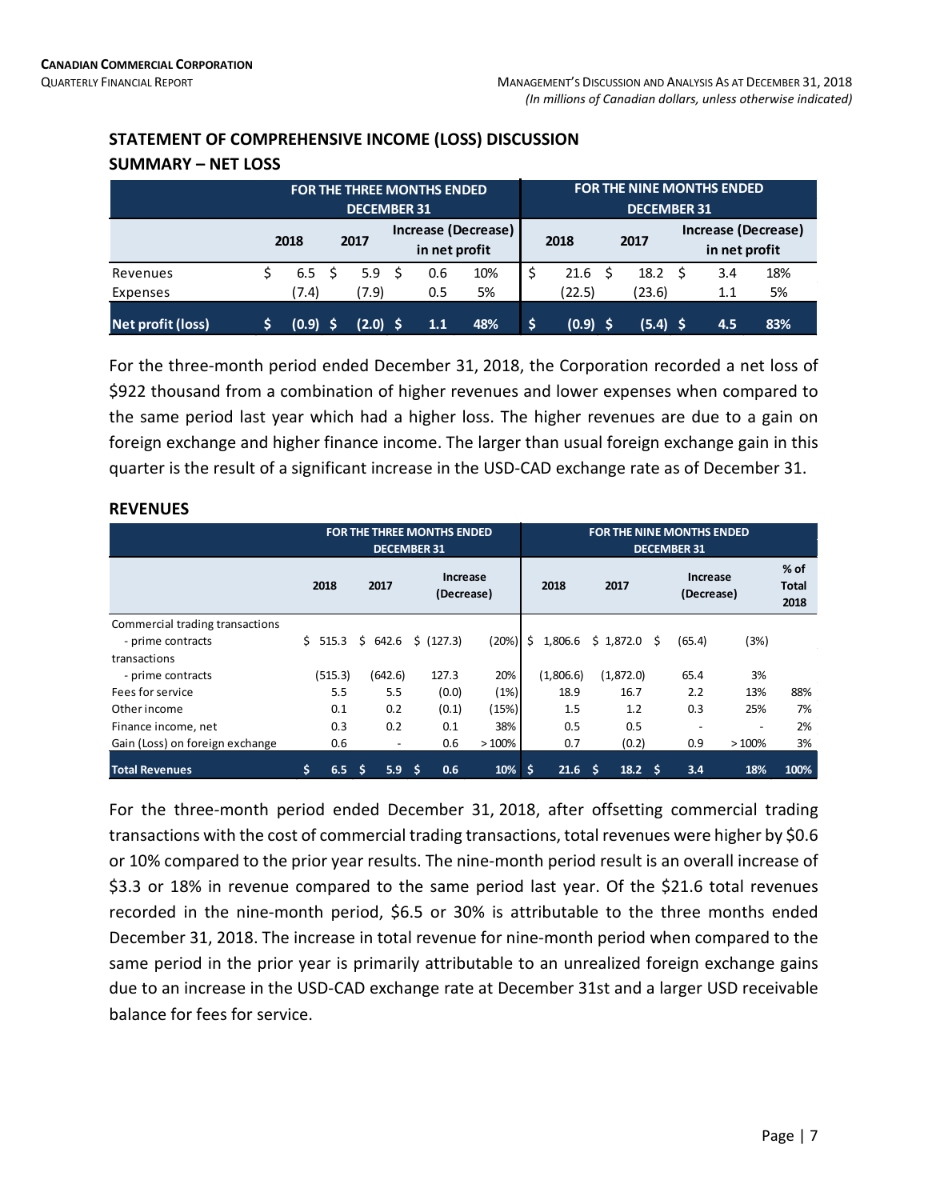## STATEMENT OF COMPREHENSIVE INCOME (LOSS) DISCUSSION

### SUMMARY – NET LOSS

| | FOR THE THREE MONTHS ENDED DECEMBER 31 | | | | FOR THE NINE MONTHS ENDED DECEMBER 31 | | | |
|---|---|---|---|---|---|---|---|---|
| | 2018 | 2017 | Increase (Decrease) in net profit | | 2018 | 2017 | Increase (Decrease) in net profit | |
| Revenues | $ 6.5 | $ 5.9 | $ 0.6 | 10% | $ 21.6 | $ 18.2 | $ 3.4 | 18% |
| Expenses | (7.4) | (7.9) | 0.5 | 5% | (22.5) | (23.6) | 1.1 | 5% |
| **Net profit (loss)** | **$ (0.9)** | **$ (2.0)** | **$ 1.1** | **48%** | **$ (0.9)** | **$ (5.4)** | **$ 4.5** | **83%** |

For the three-month period ended December 31, 2018, the Corporation recorded a net loss of $922 thousand from a combination of higher revenues and lower expenses when compared to the same period last year which had a higher loss. The higher revenues are due to a gain on foreign exchange and higher finance income. The larger than usual foreign exchange gain in this quarter is the result of a significant increase in the USD-CAD exchange rate as of December 31.

### REVENUES

| | FOR THE THREE MONTHS ENDED DECEMBER 31 | | | | FOR THE NINE MONTHS ENDED DECEMBER 31 | | | | |
|---|---|---|---|---|---|---|---|---|---|
| | 2018 | 2017 | Increase (Decrease) | | 2018 | 2017 | Increase (Decrease) | | % of Total 2018 |
| Commercial trading transactions | | | | | | | | | |
| - prime contracts | $ 515.3 | $ 642.6 | $ (127.3) | (20%) | $ 1,806.6 | $ 1,872.0 | $ (65.4) | (3%) | |
| transactions | | | | | | | | | |
| - prime contracts | (515.3) | (642.6) | 127.3 | 20% | (1,806.6) | (1,872.0) | 65.4 | 3% | |
| Fees for service | 5.5 | 5.5 | (0.0) | (1%) | 18.9 | 16.7 | 2.2 | 13% | 88% |
| Other income | 0.1 | 0.2 | (0.1) | (15%) | 1.5 | 1.2 | 0.3 | 25% | 7% |
| Finance income, net | 0.3 | 0.2 | 0.1 | 38% | 0.5 | 0.5 | - | - | 2% |
| Gain (Loss) on foreign exchange | 0.6 | - | 0.6 | > 100% | 0.7 | (0.2) | 0.9 | > 100% | 3% |
| **Total Revenues** | **$ 6.5** | **$ 5.9** | **$ 0.6** | **10%** | **$ 21.6** | **$ 18.2** | **$ 3.4** | **18%** | **100%** |

For the three-month period ended December 31, 2018, after offsetting commercial trading transactions with the cost of commercial trading transactions, total revenues were higher by $0.6 or 10% compared to the prior year results. The nine-month period result is an overall increase of $3.3 or 18% in revenue compared to the same period last year. Of the $21.6 total revenues recorded in the nine-month period, $6.5 or 30% is attributable to the three months ended December 31, 2018. The increase in total revenue for nine-month period when compared to the same period in the prior year is primarily attributable to an unrealized foreign exchange gains due to an increase in the USD-CAD exchange rate at December 31st and a larger USD receivable balance for fees for service.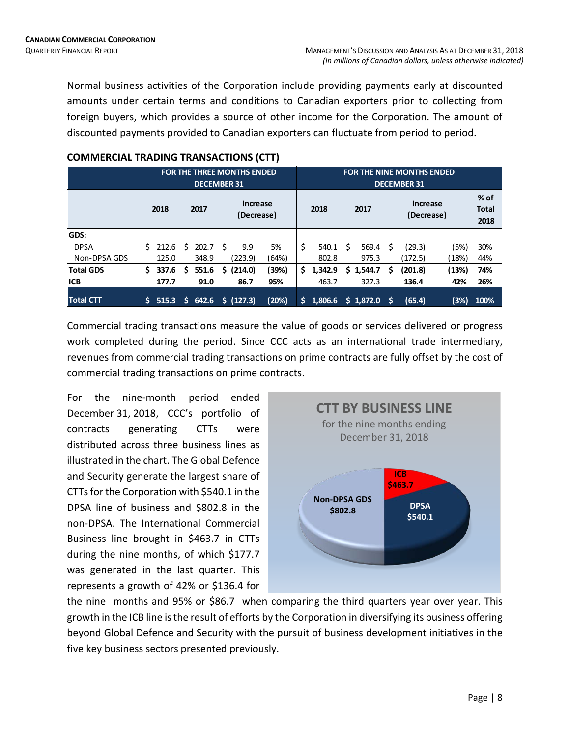Normal business activities of the Corporation include providing payments early at discounted amounts under certain terms and conditions to Canadian exporters prior to collecting from foreign buyers, which provides a source of other income for the Corporation. The amount of discounted payments provided to Canadian exporters can fluctuate from period to period.

## COMMERCIAL TRADING TRANSACTIONS (CTT)

| | FOR THE THREE MONTHS ENDED DECEMBER 31 | | | | FOR THE NINE MONTHS ENDED DECEMBER 31 | | | | |
|---|---|---|---|---|---|---|---|---|---|
| | 2018 | 2017 | Increase (Decrease) | | 2018 | 2017 | Increase (Decrease) | | % of Total 2018 |
| **GDS:** | | | | | | | | | |
| DPSA | $ 212.6 | $ 202.7 | $ 9.9 | 5% | $ 540.1 | $ 569.4 | $ (29.3) | (5%) | 30% |
| Non-DPSA GDS | 125.0 | 348.9 | (223.9) | (64%) | 802.8 | 975.3 | (172.5) | (18%) | 44% |
| **Total GDS** | **$ 337.6** | **$ 551.6** | **$ (214.0)** | **(39%)** | **$ 1,342.9** | **$ 1,544.7** | **$ (201.8)** | **(13%)** | **74%** |
| **ICB** | **177.7** | **91.0** | **86.7** | **95%** | 463.7 | 327.3 | **136.4** | **42%** | **26%** |
| **Total CTT** | **$ 515.3** | **$ 642.6** | **$ (127.3)** | **(20%)** | **$ 1,806.6** | **$ 1,872.0** | **$ (65.4)** | **(3%)** | **100%** |

Commercial trading transactions measure the value of goods or services delivered or progress work completed during the period. Since CCC acts as an international trade intermediary, revenues from commercial trading transactions on prime contracts are fully offset by the cost of commercial trading transactions on prime contracts.

**CTT BY BUSINESS LINE**
for the nine months ending December 31, 2018

| Business Line | CTT |
|---|---|
| ICB | $463.7 |
| DPSA | $540.1 |
| Non-DPSA GDS | $802.8 |

For the nine-month period ended December 31, 2018, CCC's portfolio of contracts generating CTTs were distributed across three business lines as illustrated in the chart. The Global Defence and Security generate the largest share of CTTs for the Corporation with $540.1 in the DPSA line of business and $802.8 in the non-DPSA. The International Commercial Business line brought in $463.7 in CTTs during the nine months, of which $177.7 was generated in the last quarter. This represents a growth of 42% or $136.4 for the nine months and 95% or $86.7 when comparing the third quarters year over year. This growth in the ICB line is the result of efforts by the Corporation in diversifying its business offering beyond Global Defence and Security with the pursuit of business development initiatives in the five key business sectors presented previously.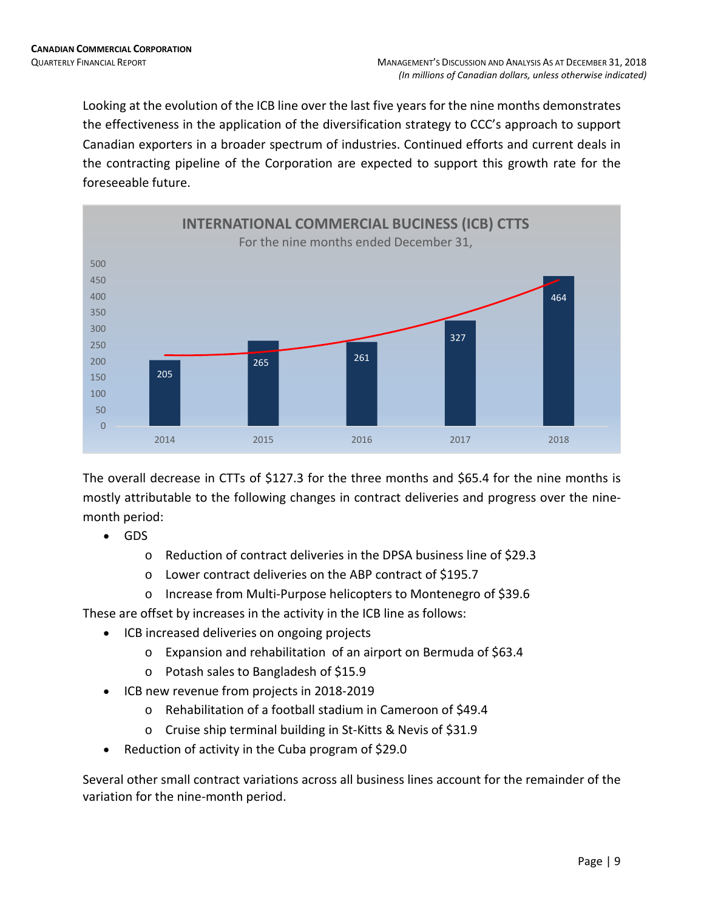Looking at the evolution of the ICB line over the last five years for the nine months demonstrates the effectiveness in the application of the diversification strategy to CCC's approach to support Canadian exporters in a broader spectrum of industries. Continued efforts and current deals in the contracting pipeline of the Corporation are expected to support this growth rate for the foreseeable future.

**INTERNATIONAL COMMERCIAL BUCINESS (ICB) CTTS**
For the nine months ended December 31,

| Year | CTTs |
|---|---|
| 2014 | 205 |
| 2015 | 265 |
| 2016 | 261 |
| 2017 | 327 |
| 2018 | 464 |

The overall decrease in CTTs of $127.3 for the three months and $65.4 for the nine months is mostly attributable to the following changes in contract deliveries and progress over the nine-month period:

- GDS
  - Reduction of contract deliveries in the DPSA business line of $29.3
  - Lower contract deliveries on the ABP contract of $195.7
  - Increase from Multi-Purpose helicopters to Montenegro of $39.6

These are offset by increases in the activity in the ICB line as follows:

- ICB increased deliveries on ongoing projects
  - Expansion and rehabilitation of an airport on Bermuda of $63.4
  - Potash sales to Bangladesh of $15.9
- ICB new revenue from projects in 2018-2019
  - Rehabilitation of a football stadium in Cameroon of $49.4
  - Cruise ship terminal building in St-Kitts & Nevis of $31.9
- Reduction of activity in the Cuba program of $29.0

Several other small contract variations across all business lines account for the remainder of the variation for the nine-month period.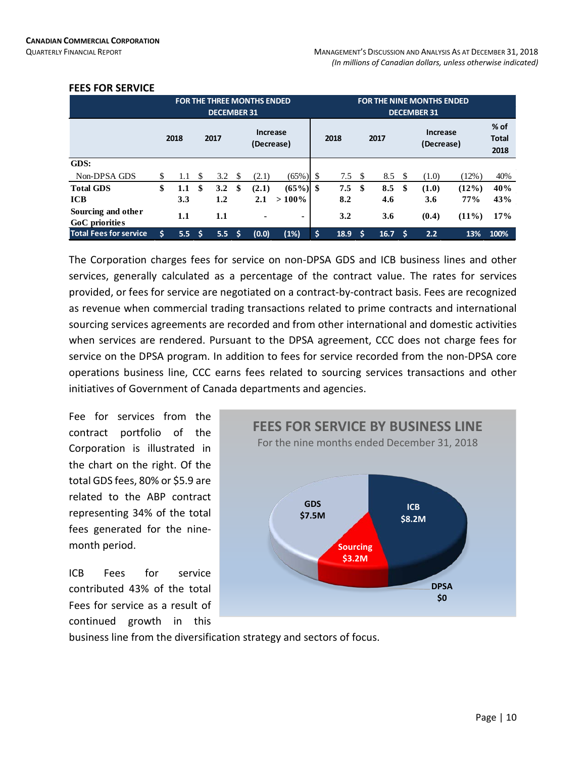## FEES FOR SERVICE

| | FOR THE THREE MONTHS ENDED DECEMBER 31 | | | | FOR THE NINE MONTHS ENDED DECEMBER 31 | | | | |
|---|---|---|---|---|---|---|---|---|---|
| | 2018 | 2017 | Increase (Decrease) | | 2018 | 2017 | Increase (Decrease) | | % of Total 2018 |
| **GDS:** | | | | | | | | | |
| Non-DPSA GDS | $ 1.1 | $ 3.2 | $ (2.1) | (65%) | $ 7.5 | $ 8.5 | $ (1.0) | (12%) | 40% |
| **Total GDS** | **$ 1.1** | **$ 3.2** | **$ (2.1)** | **(65%)** | **$ 7.5** | **$ 8.5** | **$ (1.0)** | **(12%)** | **40%** |
| **ICB** | **3.3** | **1.2** | **2.1** | **> 100%** | **8.2** | **4.6** | **3.6** | **77%** | **43%** |
| **Sourcing and other GoC priorities** | **1.1** | **1.1** | **-** | **-** | **3.2** | **3.6** | **(0.4)** | **(11%)** | **17%** |
| **Total Fees for service** | **$ 5.5** | **$ 5.5** | **$ (0.0)** | **(1%)** | **$ 18.9** | **$ 16.7** | **$ 2.2** | **13%** | **100%** |

The Corporation charges fees for service on non-DPSA GDS and ICB business lines and other services, generally calculated as a percentage of the contract value. The rates for services provided, or fees for service are negotiated on a contract-by-contract basis. Fees are recognized as revenue when commercial trading transactions related to prime contracts and international sourcing services agreements are recorded and from other international and domestic activities when services are rendered. Pursuant to the DPSA agreement, CCC does not charge fees for service on the DPSA program. In addition to fees for service recorded from the non-DPSA core operations business line, CCC earns fees related to sourcing services transactions and other initiatives of Government of Canada departments and agencies.

Fee for services from the contract portfolio of the Corporation is illustrated in the chart on the right. Of the total GDS fees, 80% or $5.9 are related to the ABP contract representing 34% of the total fees generated for the nine-month period.

**FEES FOR SERVICE BY BUSINESS LINE**
For the nine months ended December 31, 2018

- GDS $7.5M
- ICB $8.2M
- Sourcing $3.2M
- DPSA $0

ICB Fees for service contributed 43% of the total Fees for service as a result of continued growth in this business line from the diversification strategy and sectors of focus.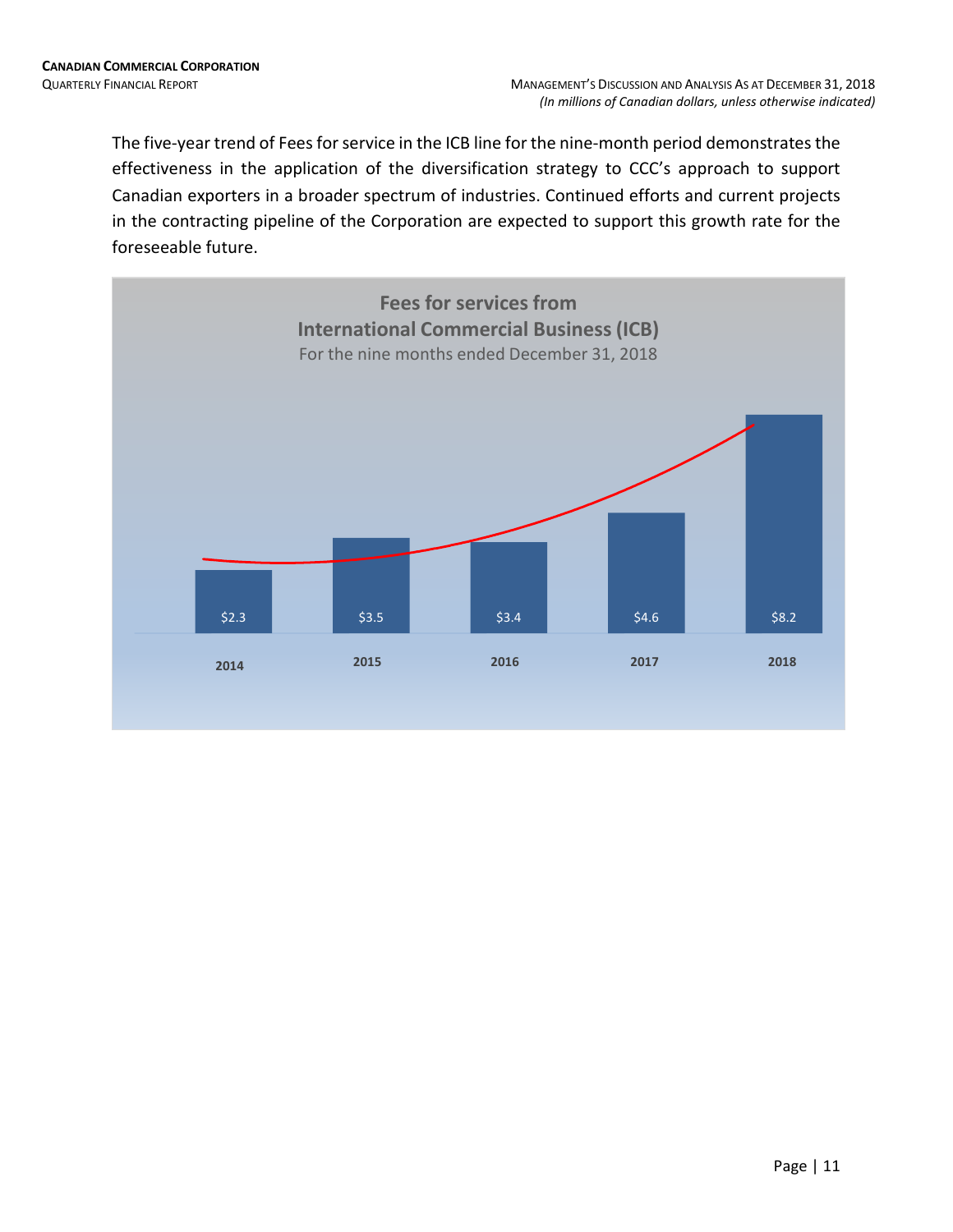The five-year trend of Fees for service in the ICB line for the nine-month period demonstrates the effectiveness in the application of the diversification strategy to CCC's approach to support Canadian exporters in a broader spectrum of industries. Continued efforts and current projects in the contracting pipeline of the Corporation are expected to support this growth rate for the foreseeable future.

**Fees for services from International Commercial Business (ICB)**
For the nine months ended December 31, 2018

| 2014 | 2015 | 2016 | 2017 | 2018 |
|---|---|---|---|---|
| $2.3 | $3.5 | $3.4 | $4.6 | $8.2 |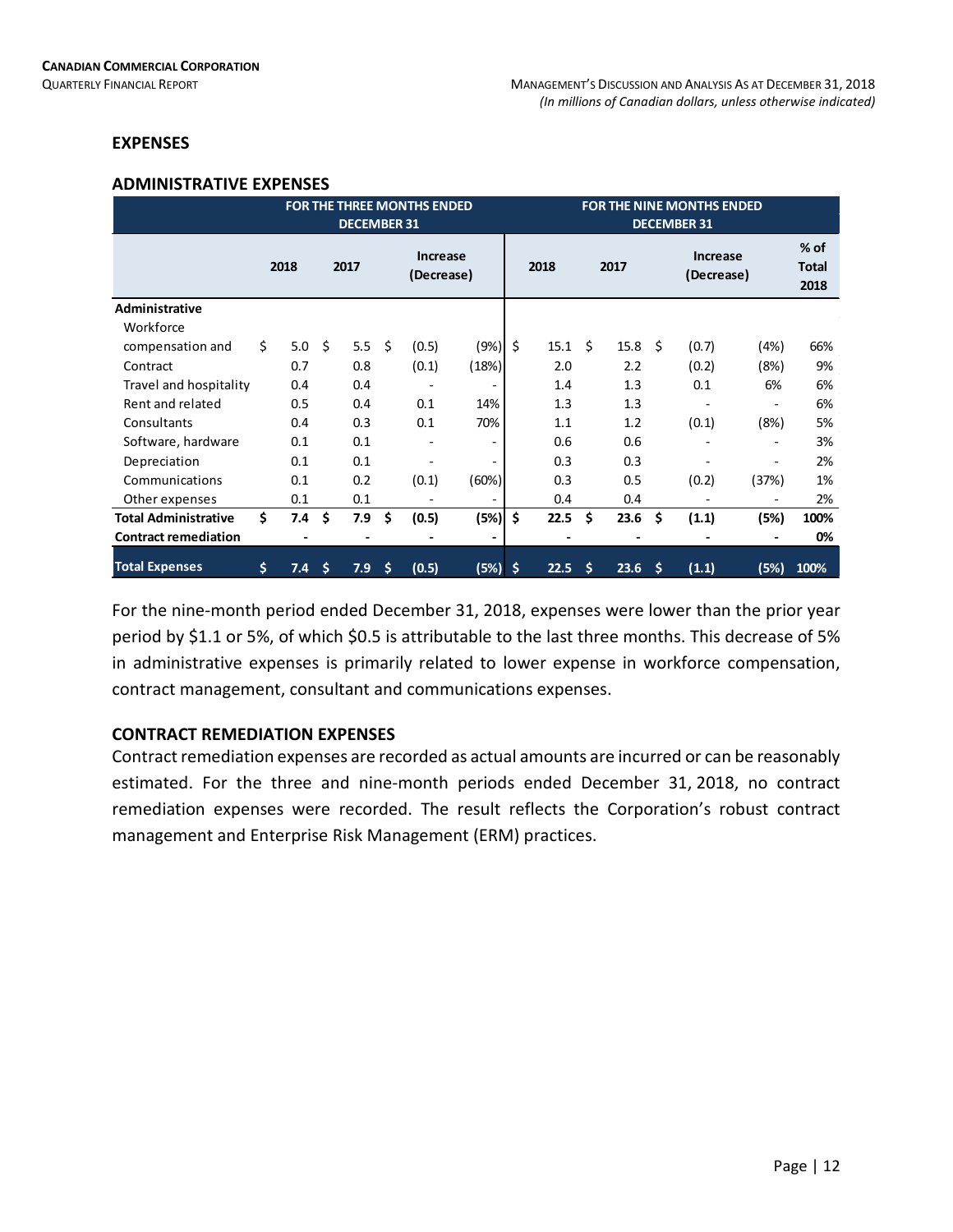## EXPENSES

### ADMINISTRATIVE EXPENSES

| | FOR THE THREE MONTHS ENDED DECEMBER 31 | | | | FOR THE NINE MONTHS ENDED DECEMBER 31 | | | | |
|---|---|---|---|---|---|---|---|---|---|
| | 2018 | 2017 | Increase (Decrease) | | 2018 | 2017 | Increase (Decrease) | | % of Total 2018 |
| **Administrative** | | | | | | | | | |
| Workforce compensation and | $ 5.0 | $ 5.5 | $ (0.5) | (9%) | $ 15.1 | $ 15.8 | $ (0.7) | (4%) | 66% |
| Contract | 0.7 | 0.8 | (0.1) | (18%) | 2.0 | 2.2 | (0.2) | (8%) | 9% |
| Travel and hospitality | 0.4 | 0.4 | - | - | 1.4 | 1.3 | 0.1 | 6% | 6% |
| Rent and related | 0.5 | 0.4 | 0.1 | 14% | 1.3 | 1.3 | - | - | 6% |
| Consultants | 0.4 | 0.3 | 0.1 | 70% | 1.1 | 1.2 | (0.1) | (8%) | 5% |
| Software, hardware | 0.1 | 0.1 | - | - | 0.6 | 0.6 | - | - | 3% |
| Depreciation | 0.1 | 0.1 | - | - | 0.3 | 0.3 | - | - | 2% |
| Communications | 0.1 | 0.2 | (0.1) | (60%) | 0.3 | 0.5 | (0.2) | (37%) | 1% |
| Other expenses | 0.1 | 0.1 | - | - | 0.4 | 0.4 | - | - | 2% |
| **Total Administrative** | **$ 7.4** | **$ 7.9** | **$ (0.5)** | **(5%)** | **$ 22.5** | **$ 23.6** | **$ (1.1)** | **(5%)** | **100%** |
| **Contract remediation** | **-** | **-** | **-** | **-** | **-** | **-** | **-** | **-** | **0%** |
| **Total Expenses** | **$ 7.4** | **$ 7.9** | **$ (0.5)** | **(5%)** | **$ 22.5** | **$ 23.6** | **$ (1.1)** | **(5%)** | **100%** |

For the nine-month period ended December 31, 2018, expenses were lower than the prior year period by $1.1 or 5%, of which $0.5 is attributable to the last three months. This decrease of 5% in administrative expenses is primarily related to lower expense in workforce compensation, contract management, consultant and communications expenses.

### CONTRACT REMEDIATION EXPENSES

Contract remediation expenses are recorded as actual amounts are incurred or can be reasonably estimated. For the three and nine-month periods ended December 31, 2018, no contract remediation expenses were recorded. The result reflects the Corporation's robust contract management and Enterprise Risk Management (ERM) practices.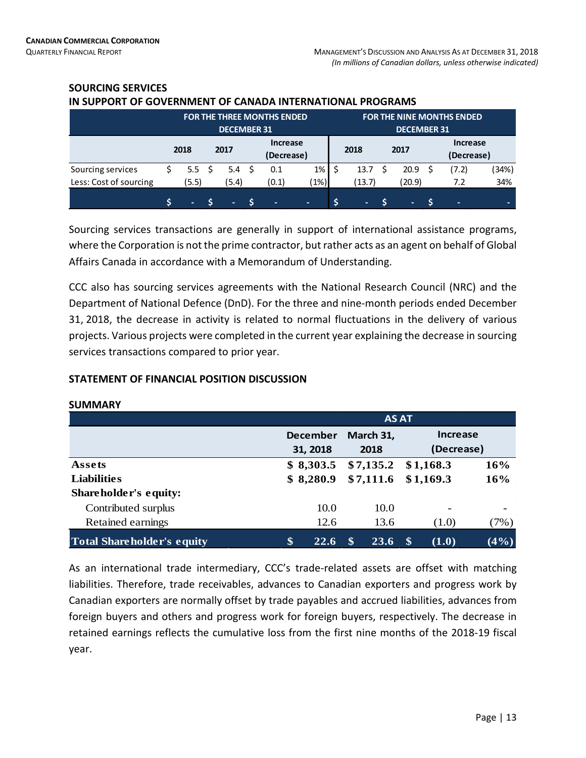## SOURCING SERVICES
## IN SUPPORT OF GOVERNMENT OF CANADA INTERNATIONAL PROGRAMS

| | FOR THE THREE MONTHS ENDED DECEMBER 31 | | | | FOR THE NINE MONTHS ENDED DECEMBER 31 | | | |
|---|---|---|---|---|---|---|---|---|
| | 2018 | 2017 | Increase (Decrease) | | 2018 | 2017 | Increase (Decrease) | |
| Sourcing services | $ 5.5 | $ 5.4 | $ 0.1 | 1% | $ 13.7 | $ 20.9 | $ (7.2) | (34%) |
| Less: Cost of sourcing | (5.5) | (5.4) | (0.1) | (1%) | (13.7) | (20.9) | 7.2 | 34% |
| | $ - | $ - | $ - | - | $ - | $ - | $ - | - |

Sourcing services transactions are generally in support of international assistance programs, where the Corporation is not the prime contractor, but rather acts as an agent on behalf of Global Affairs Canada in accordance with a Memorandum of Understanding.

CCC also has sourcing services agreements with the National Research Council (NRC) and the Department of National Defence (DnD). For the three and nine-month periods ended December 31, 2018, the decrease in activity is related to normal fluctuations in the delivery of various projects. Various projects were completed in the current year explaining the decrease in sourcing services transactions compared to prior year.

## STATEMENT OF FINANCIAL POSITION DISCUSSION

### SUMMARY

| | AS AT | | | |
|---|---|---|---|---|
| | December 31, 2018 | March 31, 2018 | Increase (Decrease) | |
| **Assets** | **$ 8,303.5** | **$ 7,135.2** | **$ 1,168.3** | **16%** |
| **Liabilities** | **$ 8,280.9** | **$ 7,111.6** | **$ 1,169.3** | **16%** |
| **Shareholder's equity:** | | | | |
| Contributed surplus | 10.0 | 10.0 | - | - |
| Retained earnings | 12.6 | 13.6 | (1.0) | (7%) |
| **Total Shareholder's equity** | **$ 22.6** | **$ 23.6** | **$ (1.0)** | **(4%)** |

As an international trade intermediary, CCC's trade-related assets are offset with matching liabilities. Therefore, trade receivables, advances to Canadian exporters and progress work by Canadian exporters are normally offset by trade payables and accrued liabilities, advances from foreign buyers and others and progress work for foreign buyers, respectively. The decrease in retained earnings reflects the cumulative loss from the first nine months of the 2018-19 fiscal year.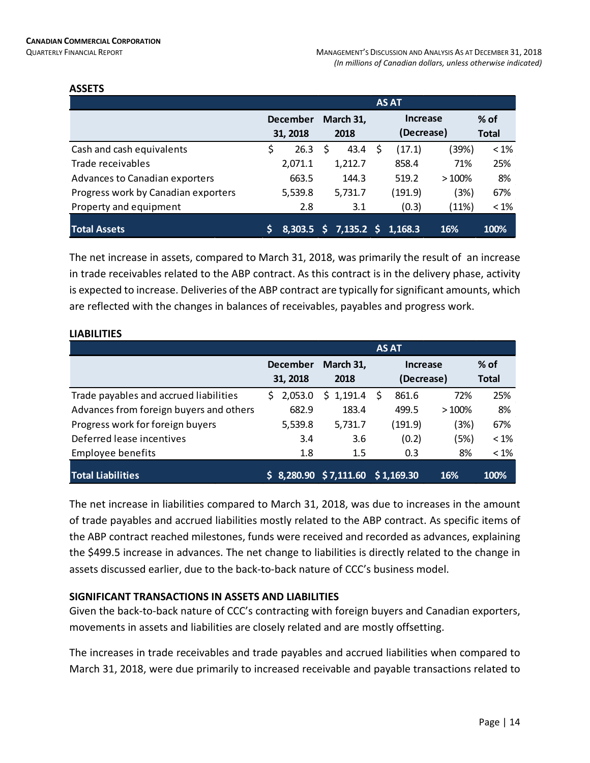## ASSETS

| | AS AT | | | | |
|---|---|---|---|---|---|
| | December 31, 2018 | March 31, 2018 | Increase (Decrease) | | % of Total |
| Cash and cash equivalents | $ 26.3 | $ 43.4 | $ (17.1) | (39%) | < 1% |
| Trade receivables | 2,071.1 | 1,212.7 | 858.4 | 71% | 25% |
| Advances to Canadian exporters | 663.5 | 144.3 | 519.2 | > 100% | 8% |
| Progress work by Canadian exporters | 5,539.8 | 5,731.7 | (191.9) | (3%) | 67% |
| Property and equipment | 2.8 | 3.1 | (0.3) | (11%) | < 1% |
| **Total Assets** | **$ 8,303.5** | **$ 7,135.2** | **$ 1,168.3** | **16%** | **100%** |

The net increase in assets, compared to March 31, 2018, was primarily the result of an increase in trade receivables related to the ABP contract. As this contract is in the delivery phase, activity is expected to increase. Deliveries of the ABP contract are typically for significant amounts, which are reflected with the changes in balances of receivables, payables and progress work.

## LIABILITIES

| | AS AT | | | | |
|---|---|---|---|---|---|
| | December 31, 2018 | March 31, 2018 | Increase (Decrease) | | % of Total |
| Trade payables and accrued liabilities | $ 2,053.0 | $ 1,191.4 | $ 861.6 | 72% | 25% |
| Advances from foreign buyers and others | 682.9 | 183.4 | 499.5 | > 100% | 8% |
| Progress work for foreign buyers | 5,539.8 | 5,731.7 | (191.9) | (3%) | 67% |
| Deferred lease incentives | 3.4 | 3.6 | (0.2) | (5%) | < 1% |
| Employee benefits | 1.8 | 1.5 | 0.3 | 8% | < 1% |
| **Total Liabilities** | **$ 8,280.90** | **$ 7,111.60** | **$ 1,169.30** | **16%** | **100%** |

The net increase in liabilities compared to March 31, 2018, was due to increases in the amount of trade payables and accrued liabilities mostly related to the ABP contract. As specific items of the ABP contract reached milestones, funds were received and recorded as advances, explaining the $499.5 increase in advances. The net change to liabilities is directly related to the change in assets discussed earlier, due to the back-to-back nature of CCC's business model.

## SIGNIFICANT TRANSACTIONS IN ASSETS AND LIABILITIES

Given the back-to-back nature of CCC's contracting with foreign buyers and Canadian exporters, movements in assets and liabilities are closely related and are mostly offsetting.

The increases in trade receivables and trade payables and accrued liabilities when compared to March 31, 2018, were due primarily to increased receivable and payable transactions related to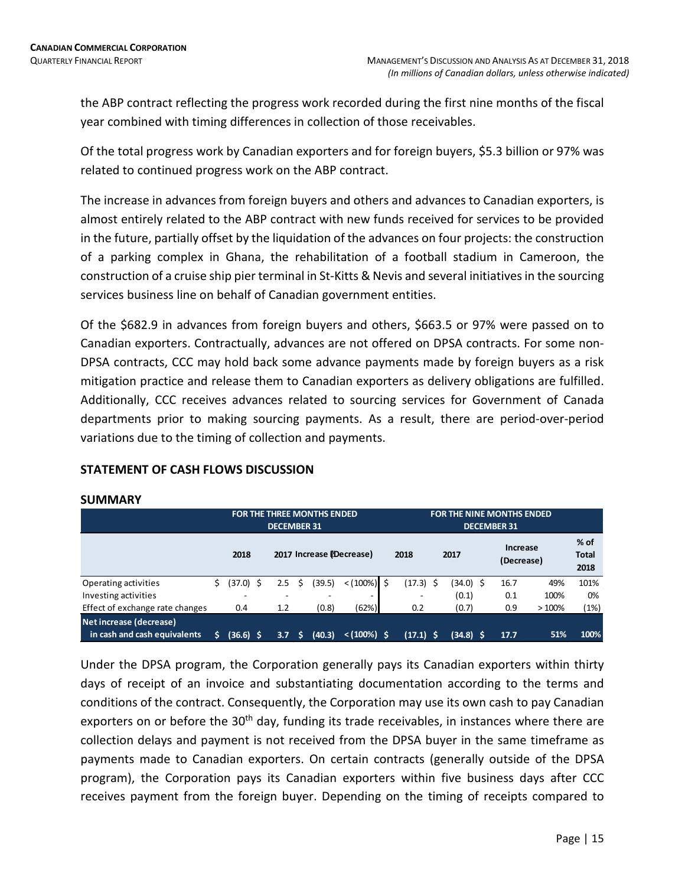the ABP contract reflecting the progress work recorded during the first nine months of the fiscal year combined with timing differences in collection of those receivables.

Of the total progress work by Canadian exporters and for foreign buyers, $5.3 billion or 97% was related to continued progress work on the ABP contract.

The increase in advances from foreign buyers and others and advances to Canadian exporters, is almost entirely related to the ABP contract with new funds received for services to be provided in the future, partially offset by the liquidation of the advances on four projects: the construction of a parking complex in Ghana, the rehabilitation of a football stadium in Cameroon, the construction of a cruise ship pier terminal in St-Kitts & Nevis and several initiatives in the sourcing services business line on behalf of Canadian government entities.

Of the $682.9 in advances from foreign buyers and others, $663.5 or 97% were passed on to Canadian exporters. Contractually, advances are not offered on DPSA contracts. For some non-DPSA contracts, CCC may hold back some advance payments made by foreign buyers as a risk mitigation practice and release them to Canadian exporters as delivery obligations are fulfilled. Additionally, CCC receives advances related to sourcing services for Government of Canada departments prior to making sourcing payments. As a result, there are period-over-period variations due to the timing of collection and payments.

## STATEMENT OF CASH FLOWS DISCUSSION

### SUMMARY

| | FOR THE THREE MONTHS ENDED DECEMBER 31 | | | | FOR THE NINE MONTHS ENDED DECEMBER 31 | | | | |
|---|---|---|---|---|---|---|---|---|---|
| | 2018 | 2017 | Increase (Decrease) | | 2018 | 2017 | Increase (Decrease) | | % of Total 2018 |
| Operating activities | $ (37.0) | $ 2.5 | $ (39.5) | < (100%) | $ (17.3) | $ (34.0) | $ 16.7 | 49% | 101% |
| Investing activities | - | - | - | - | - | (0.1) | 0.1 | 100% | 0% |
| Effect of exchange rate changes | 0.4 | 1.2 | (0.8) | (62%) | 0.2 | (0.7) | 0.9 | > 100% | (1%) |
| **Net increase (decrease) in cash and cash equivalents** | **$ (36.6)** | **$ 3.7** | **$ (40.3)** | **< (100%)** | **$ (17.1)** | **$ (34.8)** | **$ 17.7** | **51%** | **100%** |

Under the DPSA program, the Corporation generally pays its Canadian exporters within thirty days of receipt of an invoice and substantiating documentation according to the terms and conditions of the contract. Consequently, the Corporation may use its own cash to pay Canadian exporters on or before the 30th day, funding its trade receivables, in instances where there are collection delays and payment is not received from the DPSA buyer in the same timeframe as payments made to Canadian exporters. On certain contracts (generally outside of the DPSA program), the Corporation pays its Canadian exporters within five business days after CCC receives payment from the foreign buyer. Depending on the timing of receipts compared to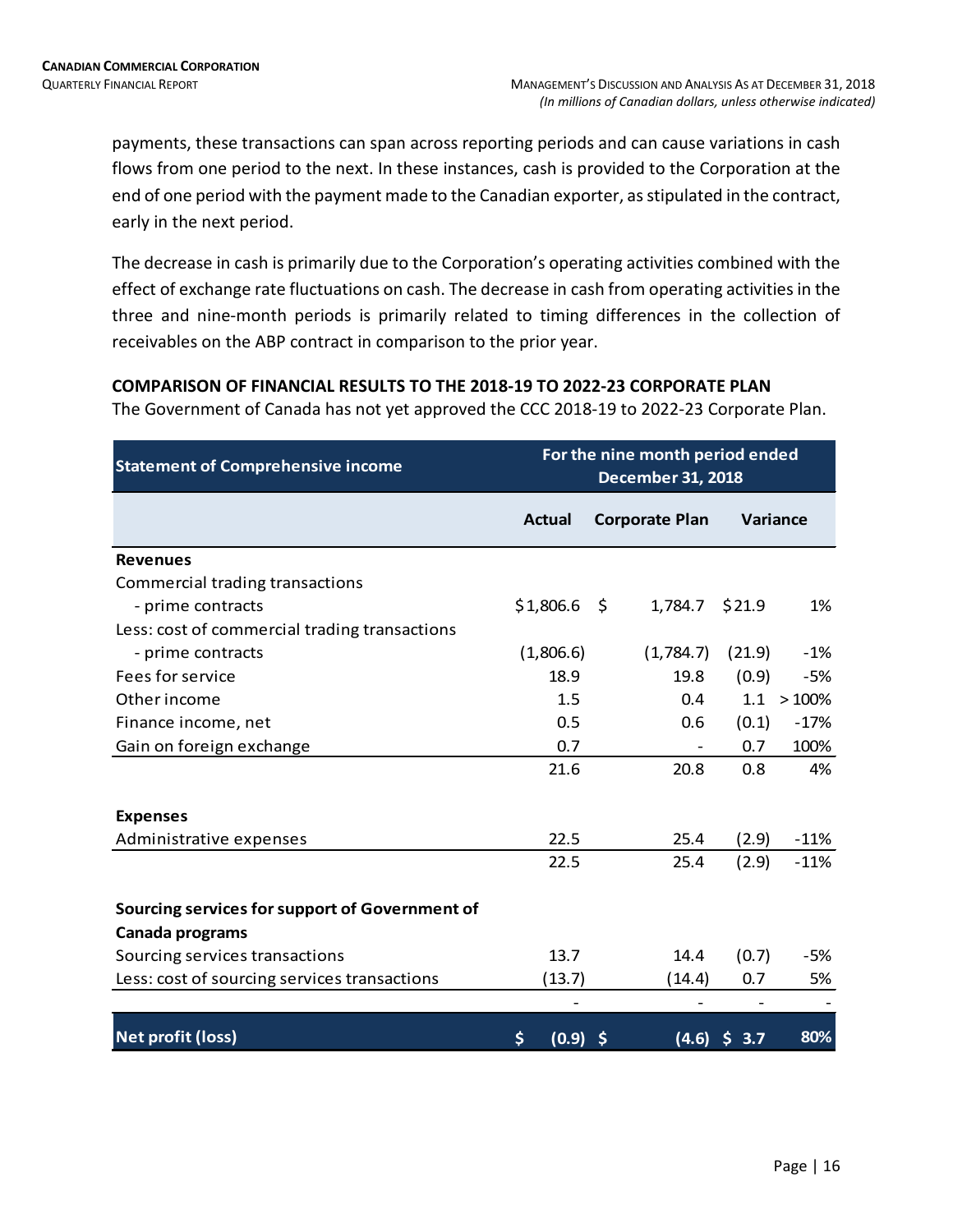payments, these transactions can span across reporting periods and can cause variations in cash flows from one period to the next. In these instances, cash is provided to the Corporation at the end of one period with the payment made to the Canadian exporter, as stipulated in the contract, early in the next period.

The decrease in cash is primarily due to the Corporation's operating activities combined with the effect of exchange rate fluctuations on cash. The decrease in cash from operating activities in the three and nine-month periods is primarily related to timing differences in the collection of receivables on the ABP contract in comparison to the prior year.

## COMPARISON OF FINANCIAL RESULTS TO THE 2018-19 TO 2022-23 CORPORATE PLAN

The Government of Canada has not yet approved the CCC 2018-19 to 2022-23 Corporate Plan.

| Statement of Comprehensive income | For the nine month period ended December 31, 2018 | | | |
|---|---|---|---|---|
| | Actual | Corporate Plan | Variance | |
| **Revenues** | | | | |
| Commercial trading transactions | | | | |
| - prime contracts | $1,806.6 | $ 1,784.7 | $21.9 | 1% |
| Less: cost of commercial trading transactions | | | | |
| - prime contracts | (1,806.6) | (1,784.7) | (21.9) | -1% |
| Fees for service | 18.9 | 19.8 | (0.9) | -5% |
| Other income | 1.5 | 0.4 | 1.1 | > 100% |
| Finance income, net | 0.5 | 0.6 | (0.1) | -17% |
| Gain on foreign exchange | 0.7 | - | 0.7 | 100% |
| | 21.6 | 20.8 | 0.8 | 4% |
| **Expenses** | | | | |
| Administrative expenses | 22.5 | 25.4 | (2.9) | -11% |
| | 22.5 | 25.4 | (2.9) | -11% |
| **Sourcing services for support of Government of Canada programs** | | | | |
| Sourcing services transactions | 13.7 | 14.4 | (0.7) | -5% |
| Less: cost of sourcing services transactions | (13.7) | (14.4) | 0.7 | 5% |
| | - | - | - | - |
| **Net profit (loss)** | **$ (0.9)** | **$ (4.6)** | **$ 3.7** | **80%** |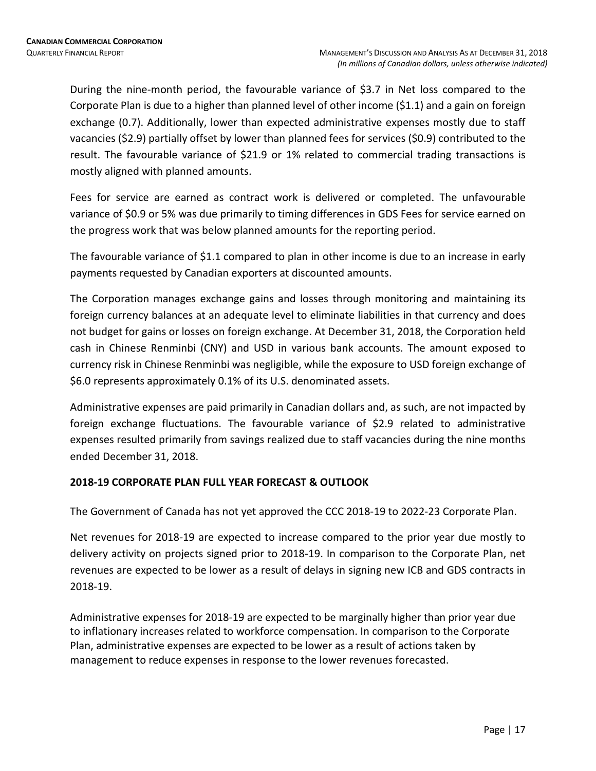During the nine-month period, the favourable variance of $3.7 in Net loss compared to the Corporate Plan is due to a higher than planned level of other income ($1.1) and a gain on foreign exchange (0.7). Additionally, lower than expected administrative expenses mostly due to staff vacancies ($2.9) partially offset by lower than planned fees for services ($0.9) contributed to the result. The favourable variance of $21.9 or 1% related to commercial trading transactions is mostly aligned with planned amounts.

Fees for service are earned as contract work is delivered or completed. The unfavourable variance of $0.9 or 5% was due primarily to timing differences in GDS Fees for service earned on the progress work that was below planned amounts for the reporting period.

The favourable variance of $1.1 compared to plan in other income is due to an increase in early payments requested by Canadian exporters at discounted amounts.

The Corporation manages exchange gains and losses through monitoring and maintaining its foreign currency balances at an adequate level to eliminate liabilities in that currency and does not budget for gains or losses on foreign exchange. At December 31, 2018, the Corporation held cash in Chinese Renminbi (CNY) and USD in various bank accounts. The amount exposed to currency risk in Chinese Renminbi was negligible, while the exposure to USD foreign exchange of $6.0 represents approximately 0.1% of its U.S. denominated assets.

Administrative expenses are paid primarily in Canadian dollars and, as such, are not impacted by foreign exchange fluctuations. The favourable variance of $2.9 related to administrative expenses resulted primarily from savings realized due to staff vacancies during the nine months ended December 31, 2018.

## 2018-19 CORPORATE PLAN FULL YEAR FORECAST & OUTLOOK

The Government of Canada has not yet approved the CCC 2018-19 to 2022-23 Corporate Plan.

Net revenues for 2018-19 are expected to increase compared to the prior year due mostly to delivery activity on projects signed prior to 2018-19. In comparison to the Corporate Plan, net revenues are expected to be lower as a result of delays in signing new ICB and GDS contracts in 2018-19.

Administrative expenses for 2018-19 are expected to be marginally higher than prior year due to inflationary increases related to workforce compensation. In comparison to the Corporate Plan, administrative expenses are expected to be lower as a result of actions taken by management to reduce expenses in response to the lower revenues forecasted.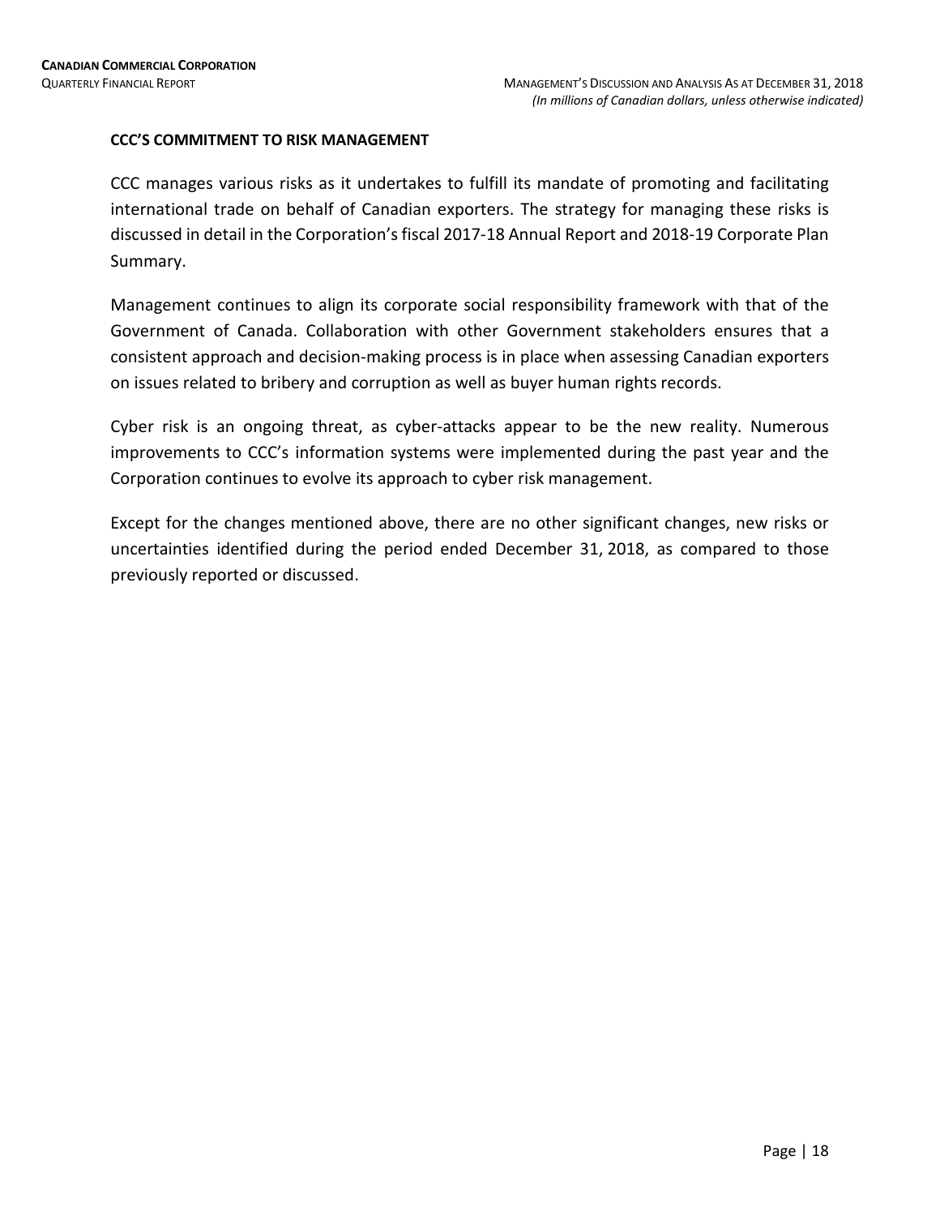## CCC'S COMMITMENT TO RISK MANAGEMENT

CCC manages various risks as it undertakes to fulfill its mandate of promoting and facilitating international trade on behalf of Canadian exporters. The strategy for managing these risks is discussed in detail in the Corporation's fiscal 2017-18 Annual Report and 2018-19 Corporate Plan Summary.

Management continues to align its corporate social responsibility framework with that of the Government of Canada. Collaboration with other Government stakeholders ensures that a consistent approach and decision-making process is in place when assessing Canadian exporters on issues related to bribery and corruption as well as buyer human rights records.

Cyber risk is an ongoing threat, as cyber-attacks appear to be the new reality. Numerous improvements to CCC's information systems were implemented during the past year and the Corporation continues to evolve its approach to cyber risk management.

Except for the changes mentioned above, there are no other significant changes, new risks or uncertainties identified during the period ended December 31, 2018, as compared to those previously reported or discussed.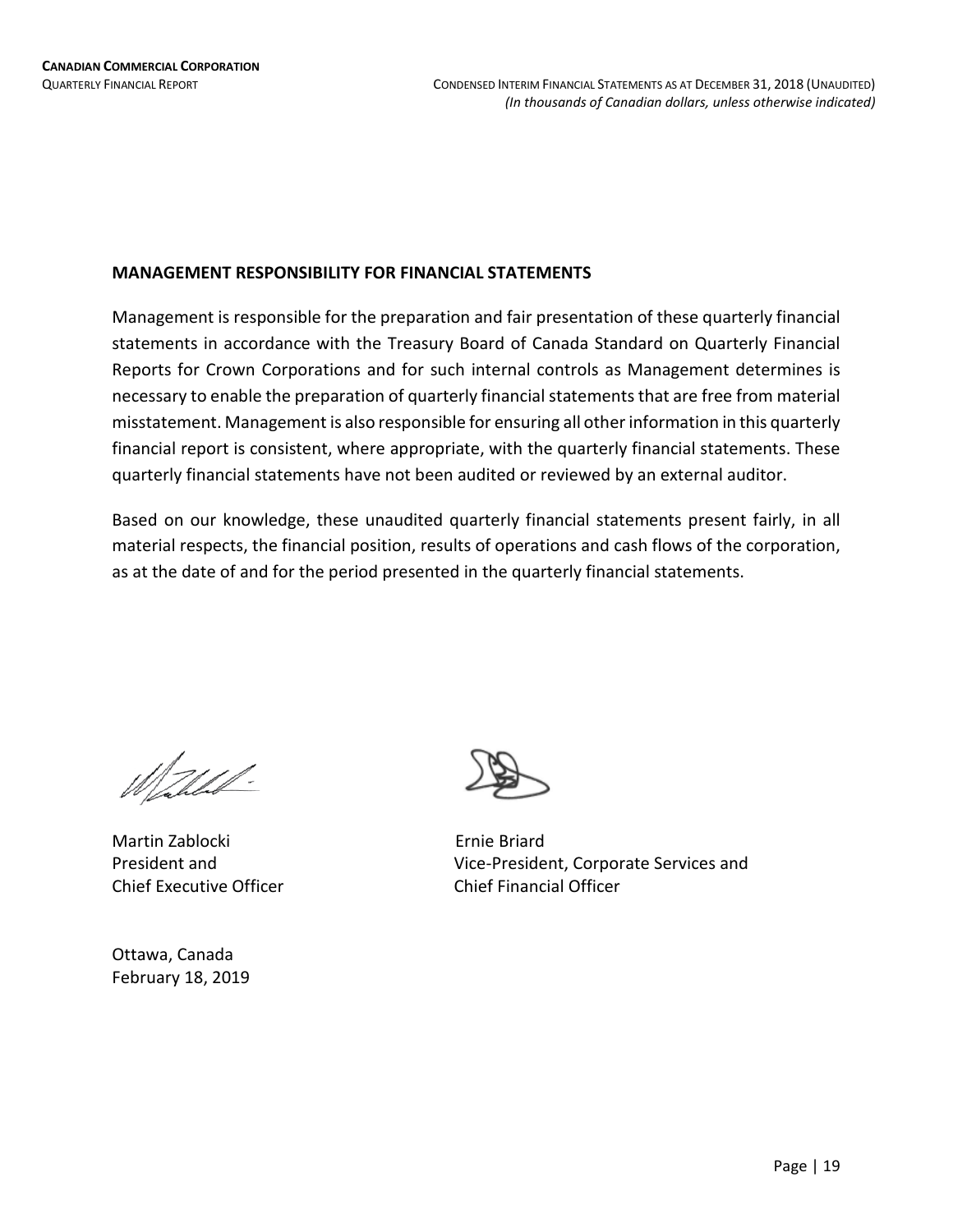## MANAGEMENT RESPONSIBILITY FOR FINANCIAL STATEMENTS

Management is responsible for the preparation and fair presentation of these quarterly financial statements in accordance with the Treasury Board of Canada Standard on Quarterly Financial Reports for Crown Corporations and for such internal controls as Management determines is necessary to enable the preparation of quarterly financial statements that are free from material misstatement. Management is also responsible for ensuring all other information in this quarterly financial report is consistent, where appropriate, with the quarterly financial statements. These quarterly financial statements have not been audited or reviewed by an external auditor.

Based on our knowledge, these unaudited quarterly financial statements present fairly, in all material respects, the financial position, results of operations and cash flows of the corporation, as at the date of and for the period presented in the quarterly financial statements.

Martin Zablocki
President and
Chief Executive Officer

Ernie Briard
Vice-President, Corporate Services and
Chief Financial Officer

Ottawa, Canada
February 18, 2019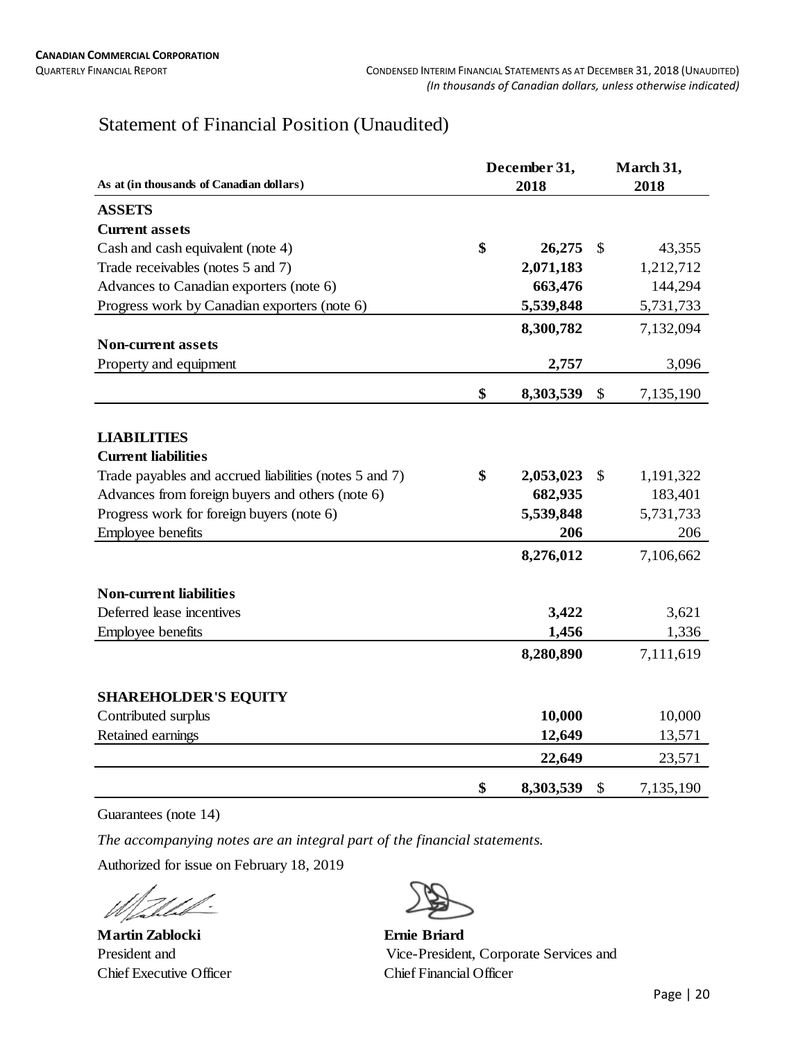# Statement of Financial Position (Unaudited)

| As at (in thousands of Canadian dollars) | December 31, 2018 | March 31, 2018 |
|---|---|---|
| **ASSETS** | | |
| **Current assets** | | |
| Cash and cash equivalent (note 4) | **$ 26,275** | $ 43,355 |
| Trade receivables (notes 5 and 7) | **2,071,183** | 1,212,712 |
| Advances to Canadian exporters (note 6) | **663,476** | 144,294 |
| Progress work by Canadian exporters (note 6) | **5,539,848** | 5,731,733 |
| | **8,300,782** | 7,132,094 |
| **Non-current assets** | | |
| Property and equipment | **2,757** | 3,096 |
| | **$ 8,303,539** | $ 7,135,190 |
| **LIABILITIES** | | |
| **Current liabilities** | | |
| Trade payables and accrued liabilities (notes 5 and 7) | **$ 2,053,023** | $ 1,191,322 |
| Advances from foreign buyers and others (note 6) | **682,935** | 183,401 |
| Progress work for foreign buyers (note 6) | **5,539,848** | 5,731,733 |
| Employee benefits | **206** | 206 |
| | **8,276,012** | 7,106,662 |
| **Non-current liabilities** | | |
| Deferred lease incentives | **3,422** | 3,621 |
| Employee benefits | **1,456** | 1,336 |
| | **8,280,890** | 7,111,619 |
| **SHAREHOLDER'S EQUITY** | | |
| Contributed surplus | **10,000** | 10,000 |
| Retained earnings | **12,649** | 13,571 |
| | **22,649** | 23,571 |
| | **$ 8,303,539** | $ 7,135,190 |

Guarantees (note 14)

*The accompanying notes are an integral part of the financial statements.*

Authorized for issue on February 18, 2019

**Martin Zablocki**
President and
Chief Executive Officer

**Ernie Briard**
Vice-President, Corporate Services and
Chief Financial Officer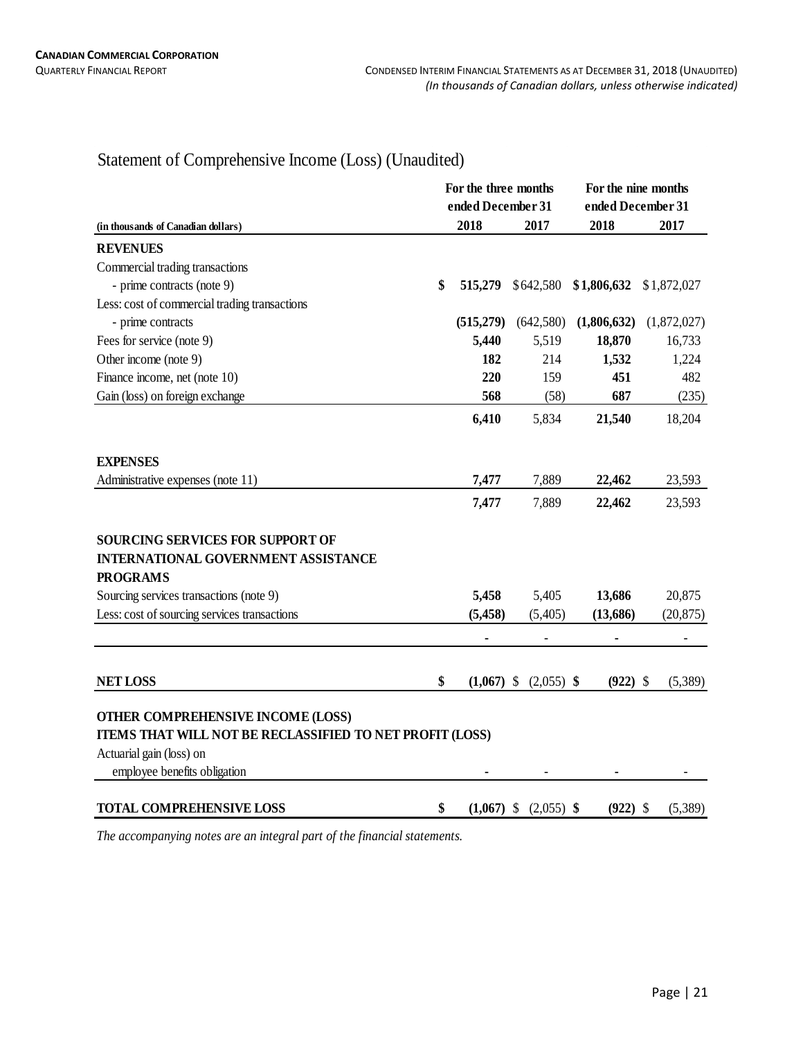# Statement of Comprehensive Income (Loss) (Unaudited)

| (in thousands of Canadian dollars) | For the three months ended December 31 2018 | 2017 | For the nine months ended December 31 2018 | 2017 |
|---|---|---|---|---|
| **REVENUES** | | | | |
| Commercial trading transactions | | | | |
| - prime contracts (note 9) | **$ 515,279** | $642,580 | **$1,806,632** | $1,872,027 |
| Less: cost of commercial trading transactions | | | | |
| - prime contracts | **(515,279)** | (642,580) | **(1,806,632)** | (1,872,027) |
| Fees for service (note 9) | **5,440** | 5,519 | **18,870** | 16,733 |
| Other income (note 9) | **182** | 214 | **1,532** | 1,224 |
| Finance income, net (note 10) | **220** | 159 | **451** | 482 |
| Gain (loss) on foreign exchange | **568** | (58) | **687** | (235) |
| | **6,410** | 5,834 | **21,540** | 18,204 |
| **EXPENSES** | | | | |
| Administrative expenses (note 11) | **7,477** | 7,889 | **22,462** | 23,593 |
| | **7,477** | 7,889 | **22,462** | 23,593 |
| **SOURCING SERVICES FOR SUPPORT OF INTERNATIONAL GOVERNMENT ASSISTANCE PROGRAMS** | | | | |
| Sourcing services transactions (note 9) | **5,458** | 5,405 | **13,686** | 20,875 |
| Less: cost of sourcing services transactions | **(5,458)** | (5,405) | **(13,686)** | (20,875) |
| | **-** | - | **-** | - |
| **NET LOSS** | **$ (1,067)** | $ (2,055) | **$ (922)** | $ (5,389) |
| **OTHER COMPREHENSIVE INCOME (LOSS)** | | | | |
| **ITEMS THAT WILL NOT BE RECLASSIFIED TO NET PROFIT (LOSS)** | | | | |
| Actuarial gain (loss) on employee benefits obligation | **-** | - | **-** | - |
| **TOTAL COMPREHENSIVE LOSS** | **$ (1,067)** | $ (2,055) | **$ (922)** | $ (5,389) |

*The accompanying notes are an integral part of the financial statements.*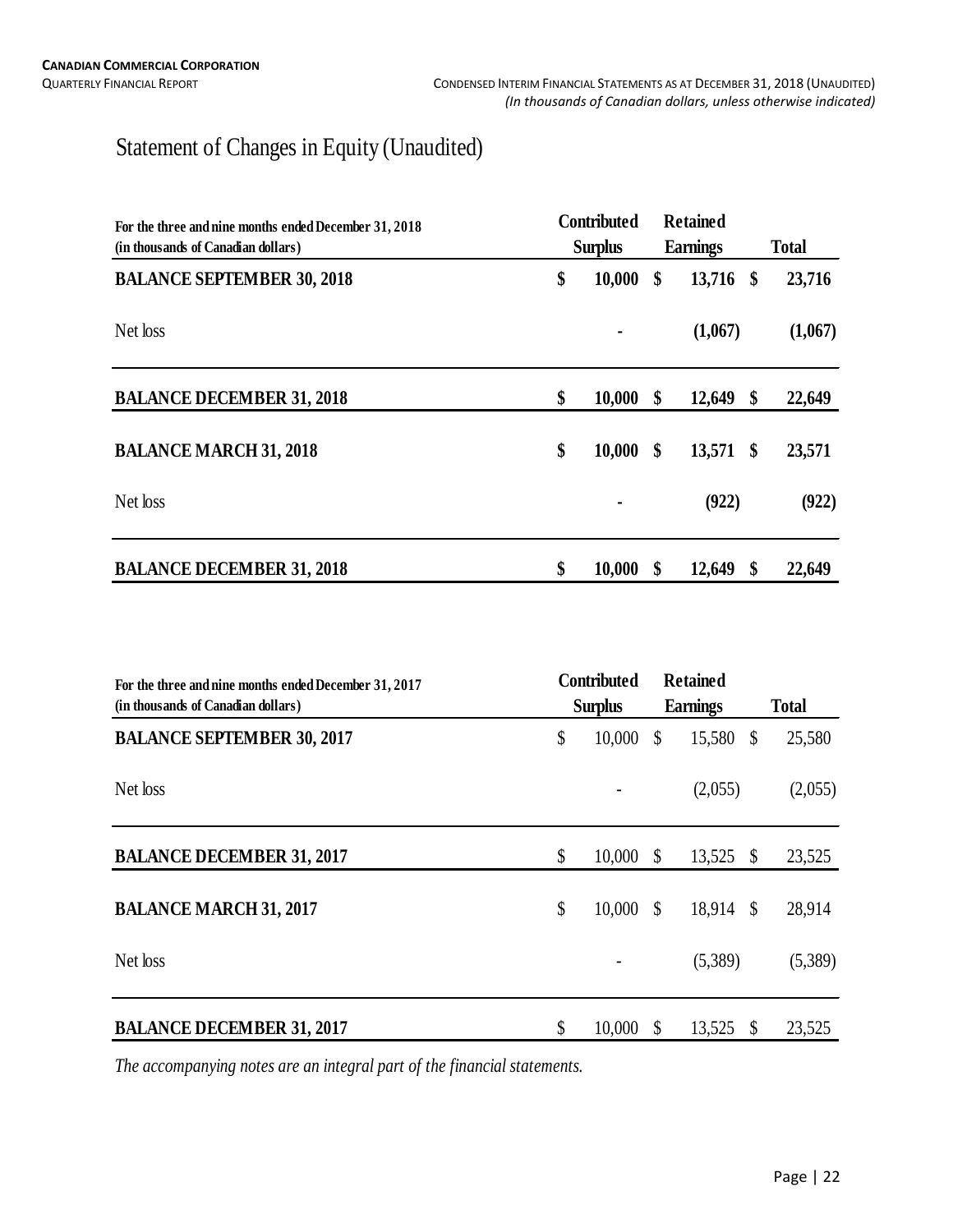# Statement of Changes in Equity (Unaudited)

| For the three and nine months ended December 31, 2018<br>(in thousands of Canadian dollars) | Contributed Surplus | Retained Earnings | Total |
|---|---|---|---|
| **BALANCE SEPTEMBER 30, 2018** | **$ 10,000** | **$ 13,716** | **$ 23,716** |
| Net loss | **-** | **(1,067)** | **(1,067)** |
| **BALANCE DECEMBER 31, 2018** | **$ 10,000** | **$ 12,649** | **$ 22,649** |
| **BALANCE MARCH 31, 2018** | **$ 10,000** | **$ 13,571** | **$ 23,571** |
| Net loss | **-** | **(922)** | **(922)** |
| **BALANCE DECEMBER 31, 2018** | **$ 10,000** | **$ 12,649** | **$ 22,649** |

| For the three and nine months ended December 31, 2017<br>(in thousands of Canadian dollars) | Contributed Surplus | Retained Earnings | Total |
|---|---|---|---|
| **BALANCE SEPTEMBER 30, 2017** | $ 10,000 | $ 15,580 | $ 25,580 |
| Net loss | - | (2,055) | (2,055) |
| **BALANCE DECEMBER 31, 2017** | $ 10,000 | $ 13,525 | $ 23,525 |
| **BALANCE MARCH 31, 2017** | $ 10,000 | $ 18,914 | $ 28,914 |
| Net loss | - | (5,389) | (5,389) |
| **BALANCE DECEMBER 31, 2017** | $ 10,000 | $ 13,525 | $ 23,525 |

*The accompanying notes are an integral part of the financial statements.*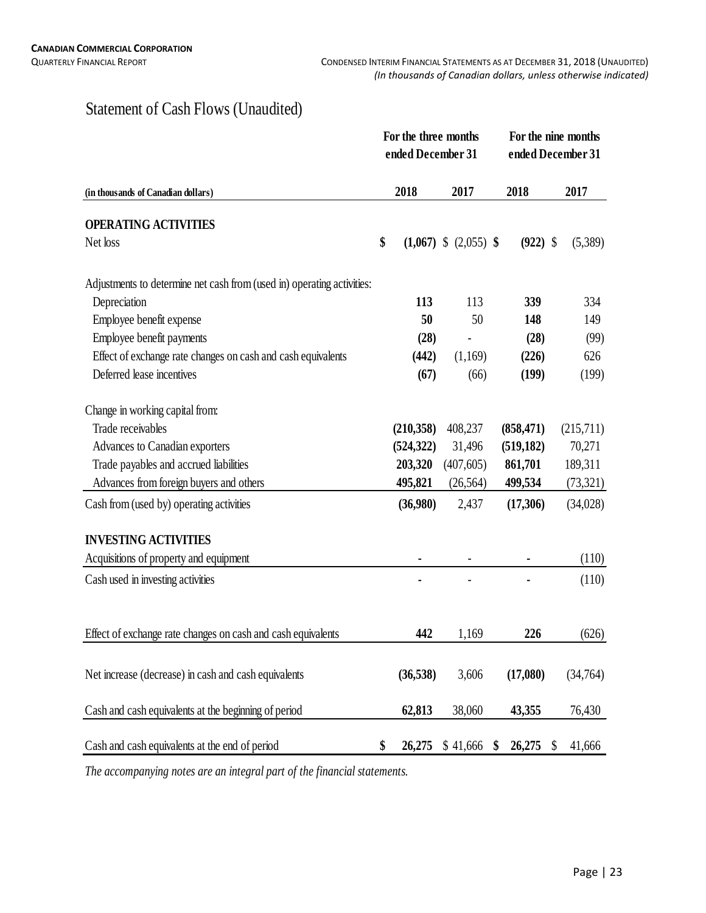# Statement of Cash Flows (Unaudited)

| (in thousands of Canadian dollars) | For the three months ended December 31 | | For the nine months ended December 31 | |
|---|---|---|---|---|
| | **2018** | 2017 | **2018** | 2017 |
| **OPERATING ACTIVITIES** | | | | |
| Net loss | **$ (1,067)** | $ (2,055) | **$ (922)** | $ (5,389) |
| Adjustments to determine net cash from (used in) operating activities: | | | | |
| Depreciation | **113** | 113 | **339** | 334 |
| Employee benefit expense | **50** | 50 | **148** | 149 |
| Employee benefit payments | **(28)** | - | **(28)** | (99) |
| Effect of exchange rate changes on cash and cash equivalents | **(442)** | (1,169) | **(226)** | 626 |
| Deferred lease incentives | **(67)** | (66) | **(199)** | (199) |
| Change in working capital from: | | | | |
| Trade receivables | **(210,358)** | 408,237 | **(858,471)** | (215,711) |
| Advances to Canadian exporters | **(524,322)** | 31,496 | **(519,182)** | 70,271 |
| Trade payables and accrued liabilities | **203,320** | (407,605) | **861,701** | 189,311 |
| Advances from foreign buyers and others | **495,821** | (26,564) | **499,534** | (73,321) |
| Cash from (used by) operating activities | **(36,980)** | 2,437 | **(17,306)** | (34,028) |
| **INVESTING ACTIVITIES** | | | | |
| Acquisitions of property and equipment | **-** | - | **-** | (110) |
| Cash used in investing activities | **-** | - | **-** | (110) |
| Effect of exchange rate changes on cash and cash equivalents | **442** | 1,169 | **226** | (626) |
| Net increase (decrease) in cash and cash equivalents | **(36,538)** | 3,606 | **(17,080)** | (34,764) |
| Cash and cash equivalents at the beginning of period | **62,813** | 38,060 | **43,355** | 76,430 |
| Cash and cash equivalents at the end of period | **$ 26,275** | $ 41,666 | **$ 26,275** | $ 41,666 |

*The accompanying notes are an integral part of the financial statements.*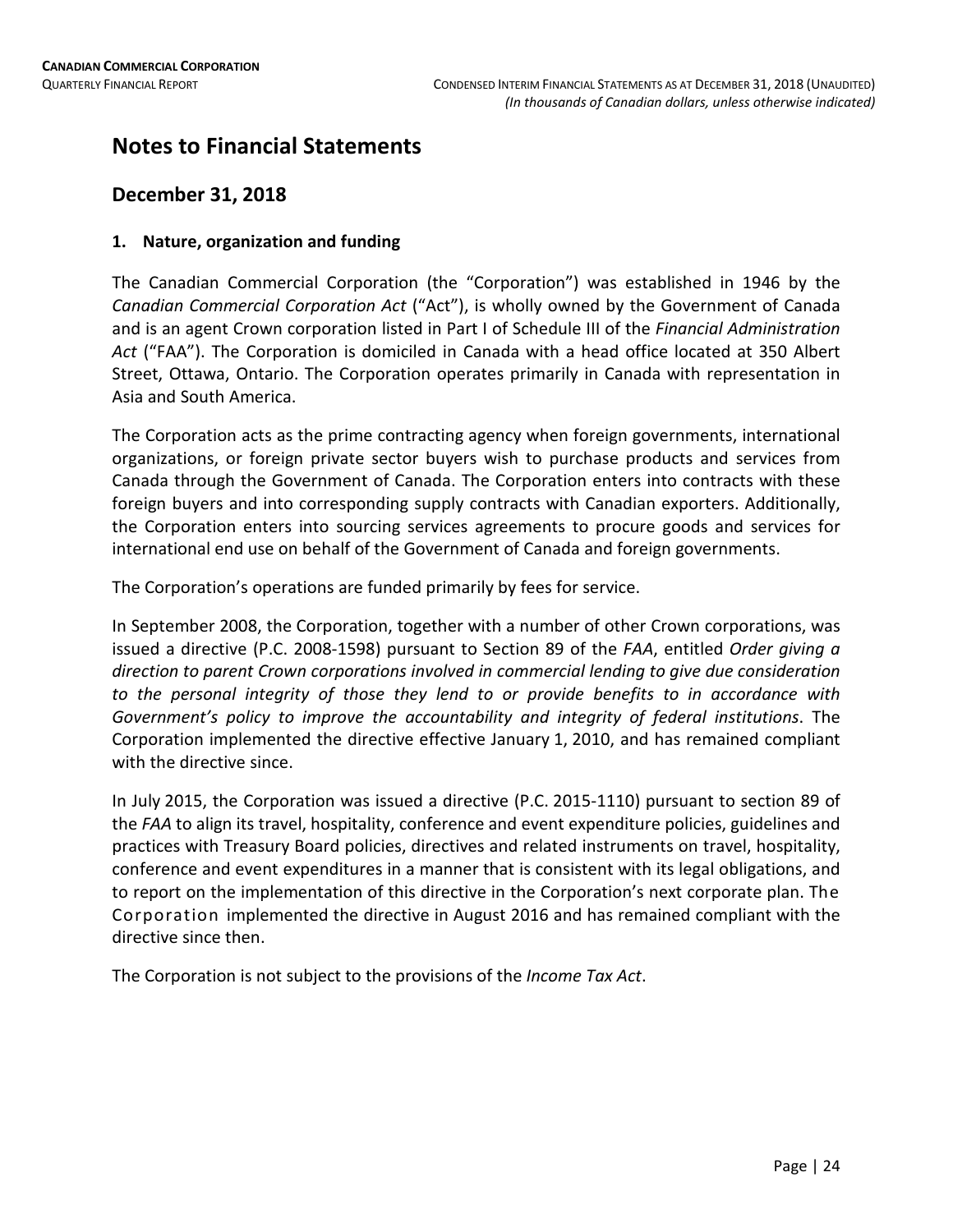# Notes to Financial Statements

## December 31, 2018

### 1. Nature, organization and funding

The Canadian Commercial Corporation (the "Corporation") was established in 1946 by the *Canadian Commercial Corporation Act* ("Act"), is wholly owned by the Government of Canada and is an agent Crown corporation listed in Part I of Schedule III of the *Financial Administration Act* ("FAA"). The Corporation is domiciled in Canada with a head office located at 350 Albert Street, Ottawa, Ontario. The Corporation operates primarily in Canada with representation in Asia and South America.

The Corporation acts as the prime contracting agency when foreign governments, international organizations, or foreign private sector buyers wish to purchase products and services from Canada through the Government of Canada. The Corporation enters into contracts with these foreign buyers and into corresponding supply contracts with Canadian exporters. Additionally, the Corporation enters into sourcing services agreements to procure goods and services for international end use on behalf of the Government of Canada and foreign governments.

The Corporation's operations are funded primarily by fees for service.

In September 2008, the Corporation, together with a number of other Crown corporations, was issued a directive (P.C. 2008-1598) pursuant to Section 89 of the *FAA*, entitled *Order giving a direction to parent Crown corporations involved in commercial lending to give due consideration to the personal integrity of those they lend to or provide benefits to in accordance with Government's policy to improve the accountability and integrity of federal institutions*. The Corporation implemented the directive effective January 1, 2010, and has remained compliant with the directive since.

In July 2015, the Corporation was issued a directive (P.C. 2015-1110) pursuant to section 89 of the *FAA* to align its travel, hospitality, conference and event expenditure policies, guidelines and practices with Treasury Board policies, directives and related instruments on travel, hospitality, conference and event expenditures in a manner that is consistent with its legal obligations, and to report on the implementation of this directive in the Corporation's next corporate plan. The Corporation implemented the directive in August 2016 and has remained compliant with the directive since then.

The Corporation is not subject to the provisions of the *Income Tax Act*.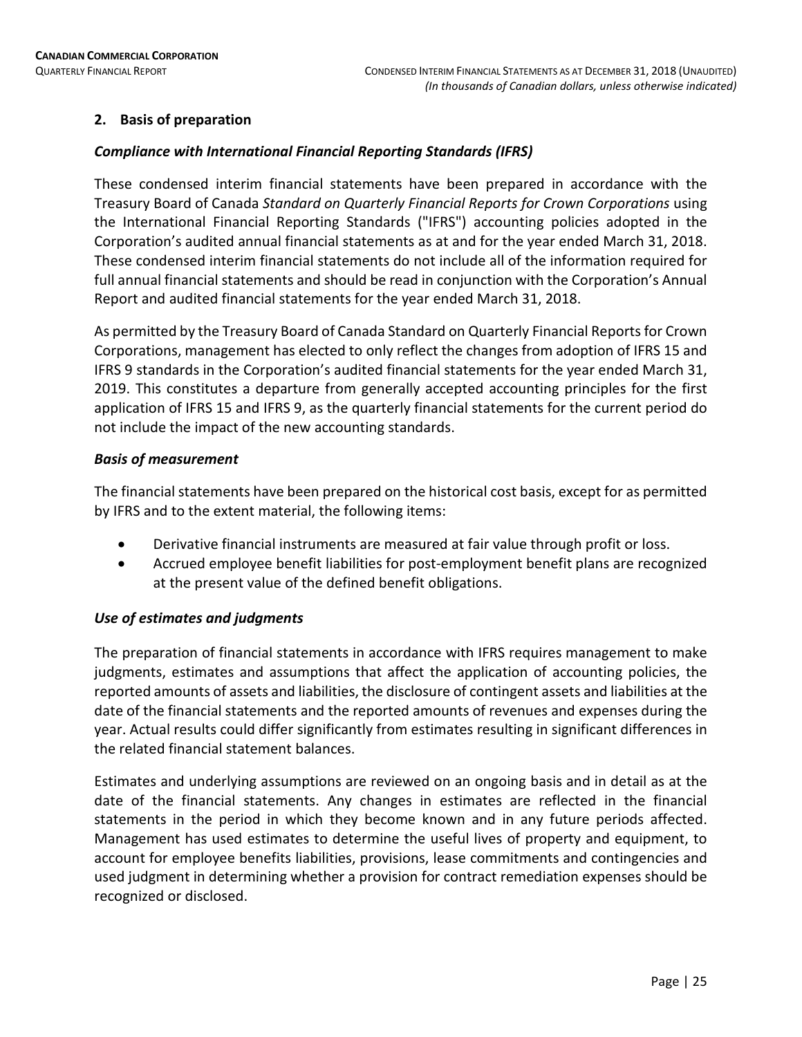## 2. Basis of preparation

### *Compliance with International Financial Reporting Standards (IFRS)*

These condensed interim financial statements have been prepared in accordance with the Treasury Board of Canada *Standard on Quarterly Financial Reports for Crown Corporations* using the International Financial Reporting Standards ("IFRS") accounting policies adopted in the Corporation's audited annual financial statements as at and for the year ended March 31, 2018. These condensed interim financial statements do not include all of the information required for full annual financial statements and should be read in conjunction with the Corporation's Annual Report and audited financial statements for the year ended March 31, 2018.

As permitted by the Treasury Board of Canada Standard on Quarterly Financial Reports for Crown Corporations, management has elected to only reflect the changes from adoption of IFRS 15 and IFRS 9 standards in the Corporation's audited financial statements for the year ended March 31, 2019. This constitutes a departure from generally accepted accounting principles for the first application of IFRS 15 and IFRS 9, as the quarterly financial statements for the current period do not include the impact of the new accounting standards.

### *Basis of measurement*

The financial statements have been prepared on the historical cost basis, except for as permitted by IFRS and to the extent material, the following items:

- Derivative financial instruments are measured at fair value through profit or loss.
- Accrued employee benefit liabilities for post-employment benefit plans are recognized at the present value of the defined benefit obligations.

### *Use of estimates and judgments*

The preparation of financial statements in accordance with IFRS requires management to make judgments, estimates and assumptions that affect the application of accounting policies, the reported amounts of assets and liabilities, the disclosure of contingent assets and liabilities at the date of the financial statements and the reported amounts of revenues and expenses during the year. Actual results could differ significantly from estimates resulting in significant differences in the related financial statement balances.

Estimates and underlying assumptions are reviewed on an ongoing basis and in detail as at the date of the financial statements. Any changes in estimates are reflected in the financial statements in the period in which they become known and in any future periods affected. Management has used estimates to determine the useful lives of property and equipment, to account for employee benefits liabilities, provisions, lease commitments and contingencies and used judgment in determining whether a provision for contract remediation expenses should be recognized or disclosed.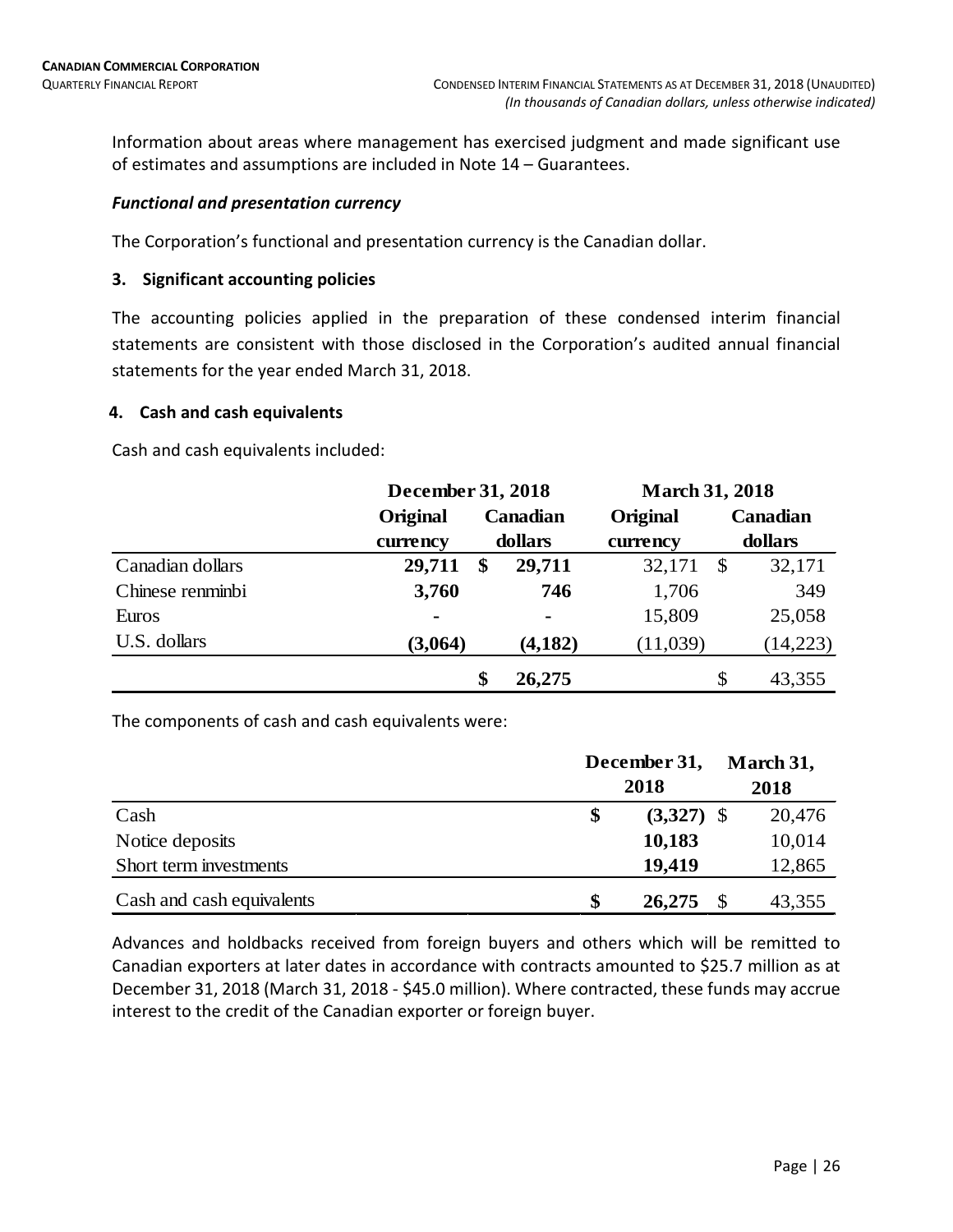Information about areas where management has exercised judgment and made significant use of estimates and assumptions are included in Note 14 – Guarantees.

***Functional and presentation currency***

The Corporation's functional and presentation currency is the Canadian dollar.

### 3. Significant accounting policies

The accounting policies applied in the preparation of these condensed interim financial statements are consistent with those disclosed in the Corporation's audited annual financial statements for the year ended March 31, 2018.

### 4. Cash and cash equivalents

Cash and cash equivalents included:

| | December 31, 2018 | | March 31, 2018 | |
|---|---|---|---|---|
| | Original currency | Canadian dollars | Original currency | Canadian dollars |
| Canadian dollars | **29,711** | **$ 29,711** | 32,171 | $ 32,171 |
| Chinese renminbi | **3,760** | **746** | 1,706 | 349 |
| Euros | **-** | **-** | 15,809 | 25,058 |
| U.S. dollars | **(3,064)** | **(4,182)** | (11,039) | (14,223) |
| | | **$ 26,275** | | $ 43,355 |

The components of cash and cash equivalents were:

| | December 31, 2018 | March 31, 2018 |
|---|---|---|
| Cash | **$ (3,327)** | $ 20,476 |
| Notice deposits | **10,183** | 10,014 |
| Short term investments | **19,419** | 12,865 |
| Cash and cash equivalents | **$ 26,275** | $ 43,355 |

Advances and holdbacks received from foreign buyers and others which will be remitted to Canadian exporters at later dates in accordance with contracts amounted to $25.7 million as at December 31, 2018 (March 31, 2018 - $45.0 million). Where contracted, these funds may accrue interest to the credit of the Canadian exporter or foreign buyer.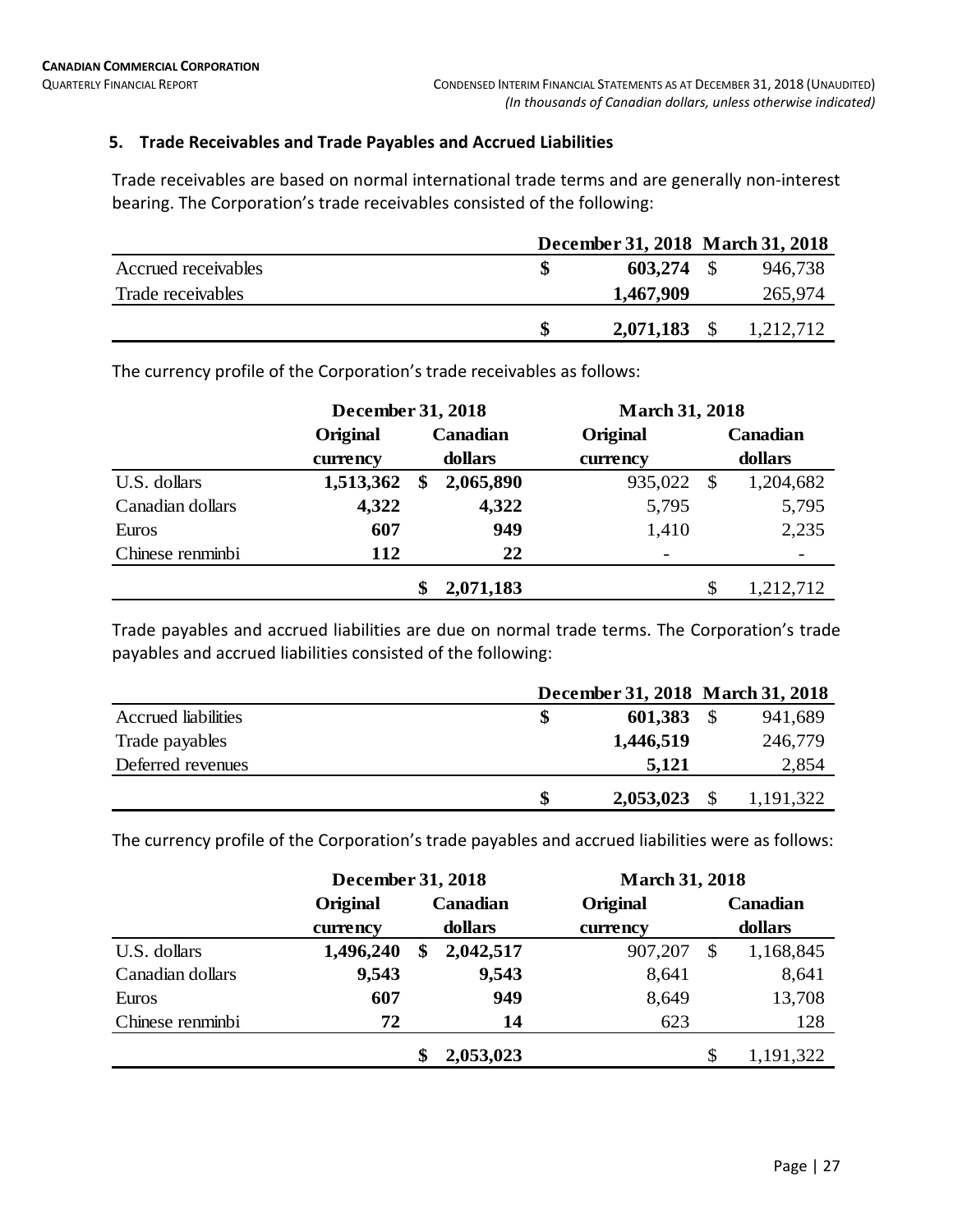## 5. Trade Receivables and Trade Payables and Accrued Liabilities

Trade receivables are based on normal international trade terms and are generally non-interest bearing. The Corporation's trade receivables consisted of the following:

| | December 31, 2018 | March 31, 2018 |
|---|---|---|
| Accrued receivables | **$ 603,274** | $ 946,738 |
| Trade receivables | **1,467,909** | 265,974 |
| | **$ 2,071,183** | $ 1,212,712 |

The currency profile of the Corporation's trade receivables as follows:

| | December 31, 2018 | | March 31, 2018 | |
|---|---|---|---|---|
| | **Original currency** | **Canadian dollars** | **Original currency** | **Canadian dollars** |
| U.S. dollars | **1,513,362** | **$ 2,065,890** | 935,022 | $ 1,204,682 |
| Canadian dollars | **4,322** | **4,322** | 5,795 | 5,795 |
| Euros | **607** | **949** | 1,410 | 2,235 |
| Chinese renminbi | **112** | **22** | - | - |
| | | **$ 2,071,183** | | $ 1,212,712 |

Trade payables and accrued liabilities are due on normal trade terms. The Corporation's trade payables and accrued liabilities consisted of the following:

| | December 31, 2018 | March 31, 2018 |
|---|---|---|
| Accrued liabilities | **$ 601,383** | $ 941,689 |
| Trade payables | **1,446,519** | 246,779 |
| Deferred revenues | **5,121** | 2,854 |
| | **$ 2,053,023** | $ 1,191,322 |

The currency profile of the Corporation's trade payables and accrued liabilities were as follows:

| | December 31, 2018 | | March 31, 2018 | |
|---|---|---|---|---|
| | **Original currency** | **Canadian dollars** | **Original currency** | **Canadian dollars** |
| U.S. dollars | **1,496,240** | **$ 2,042,517** | 907,207 | $ 1,168,845 |
| Canadian dollars | **9,543** | **9,543** | 8,641 | 8,641 |
| Euros | **607** | **949** | 8,649 | 13,708 |
| Chinese renminbi | **72** | **14** | 623 | 128 |
| | | **$ 2,053,023** | | $ 1,191,322 |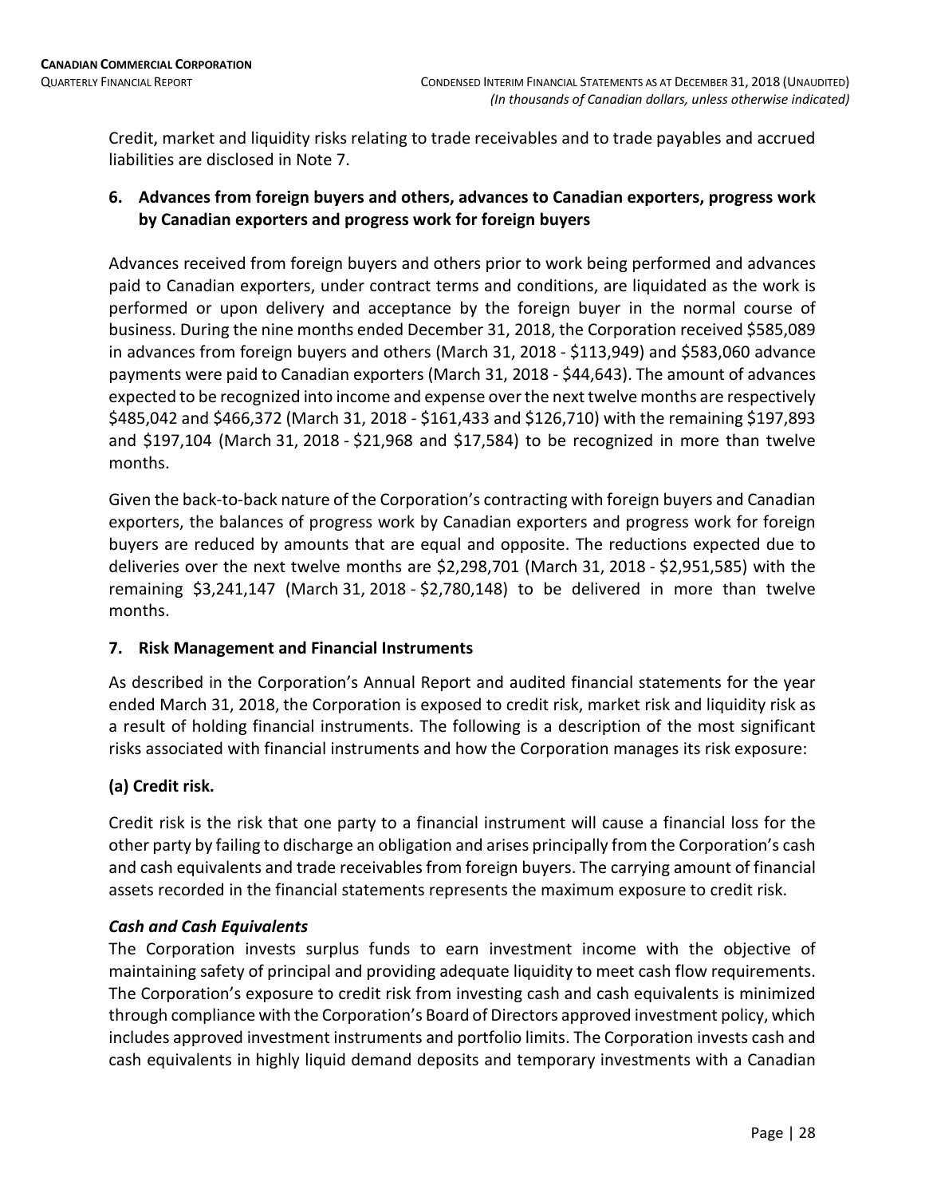Credit, market and liquidity risks relating to trade receivables and to trade payables and accrued liabilities are disclosed in Note 7.

## 6. Advances from foreign buyers and others, advances to Canadian exporters, progress work by Canadian exporters and progress work for foreign buyers

Advances received from foreign buyers and others prior to work being performed and advances paid to Canadian exporters, under contract terms and conditions, are liquidated as the work is performed or upon delivery and acceptance by the foreign buyer in the normal course of business. During the nine months ended December 31, 2018, the Corporation received $585,089 in advances from foreign buyers and others (March 31, 2018 - $113,949) and $583,060 advance payments were paid to Canadian exporters (March 31, 2018 - $44,643). The amount of advances expected to be recognized into income and expense over the next twelve months are respectively $485,042 and $466,372 (March 31, 2018 - $161,433 and $126,710) with the remaining $197,893 and $197,104 (March 31, 2018 - $21,968 and $17,584) to be recognized in more than twelve months.

Given the back-to-back nature of the Corporation's contracting with foreign buyers and Canadian exporters, the balances of progress work by Canadian exporters and progress work for foreign buyers are reduced by amounts that are equal and opposite. The reductions expected due to deliveries over the next twelve months are $2,298,701 (March 31, 2018 - $2,951,585) with the remaining $3,241,147 (March 31, 2018 - $2,780,148) to be delivered in more than twelve months.

## 7. Risk Management and Financial Instruments

As described in the Corporation's Annual Report and audited financial statements for the year ended March 31, 2018, the Corporation is exposed to credit risk, market risk and liquidity risk as a result of holding financial instruments. The following is a description of the most significant risks associated with financial instruments and how the Corporation manages its risk exposure:

### (a) Credit risk.

Credit risk is the risk that one party to a financial instrument will cause a financial loss for the other party by failing to discharge an obligation and arises principally from the Corporation's cash and cash equivalents and trade receivables from foreign buyers. The carrying amount of financial assets recorded in the financial statements represents the maximum exposure to credit risk.

#### *Cash and Cash Equivalents*

The Corporation invests surplus funds to earn investment income with the objective of maintaining safety of principal and providing adequate liquidity to meet cash flow requirements. The Corporation's exposure to credit risk from investing cash and cash equivalents is minimized through compliance with the Corporation's Board of Directors approved investment policy, which includes approved investment instruments and portfolio limits. The Corporation invests cash and cash equivalents in highly liquid demand deposits and temporary investments with a Canadian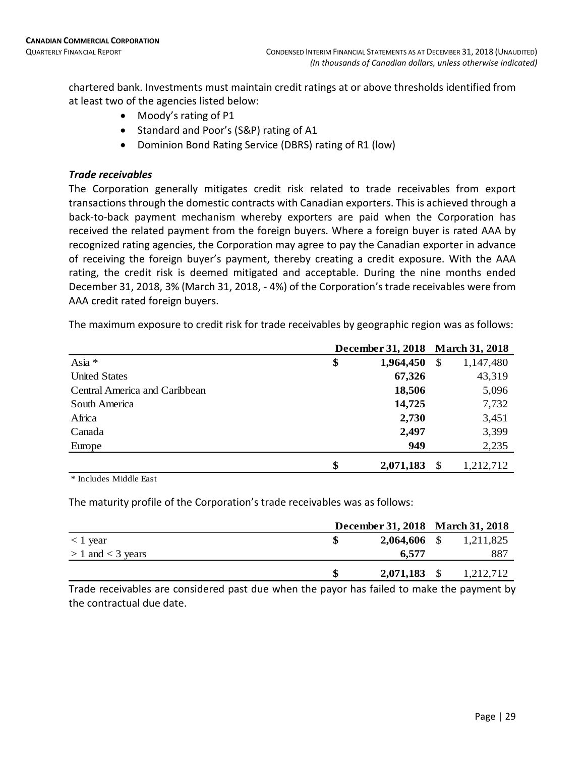chartered bank. Investments must maintain credit ratings at or above thresholds identified from at least two of the agencies listed below:

- Moody's rating of P1
- Standard and Poor's (S&P) rating of A1
- Dominion Bond Rating Service (DBRS) rating of R1 (low)

***Trade receivables***

The Corporation generally mitigates credit risk related to trade receivables from export transactions through the domestic contracts with Canadian exporters. This is achieved through a back-to-back payment mechanism whereby exporters are paid when the Corporation has received the related payment from the foreign buyers. Where a foreign buyer is rated AAA by recognized rating agencies, the Corporation may agree to pay the Canadian exporter in advance of receiving the foreign buyer's payment, thereby creating a credit exposure. With the AAA rating, the credit risk is deemed mitigated and acceptable. During the nine months ended December 31, 2018, 3% (March 31, 2018, - 4%) of the Corporation's trade receivables were from AAA credit rated foreign buyers.

The maximum exposure to credit risk for trade receivables by geographic region was as follows:

| | December 31, 2018 | March 31, 2018 |
|---|---|---|
| Asia * | **$ 1,964,450** | $ 1,147,480 |
| United States | **67,326** | 43,319 |
| Central America and Caribbean | **18,506** | 5,096 |
| South America | **14,725** | 7,732 |
| Africa | **2,730** | 3,451 |
| Canada | **2,497** | 3,399 |
| Europe | **949** | 2,235 |
| | **$ 2,071,183** | $ 1,212,712 |

\* Includes Middle East

The maturity profile of the Corporation's trade receivables was as follows:

| | December 31, 2018 | March 31, 2018 |
|---|---|---|
| < 1 year | **$ 2,064,606** | $ 1,211,825 |
| > 1 and < 3 years | **6,577** | 887 |
| | **$ 2,071,183** | $ 1,212,712 |

Trade receivables are considered past due when the payor has failed to make the payment by the contractual due date.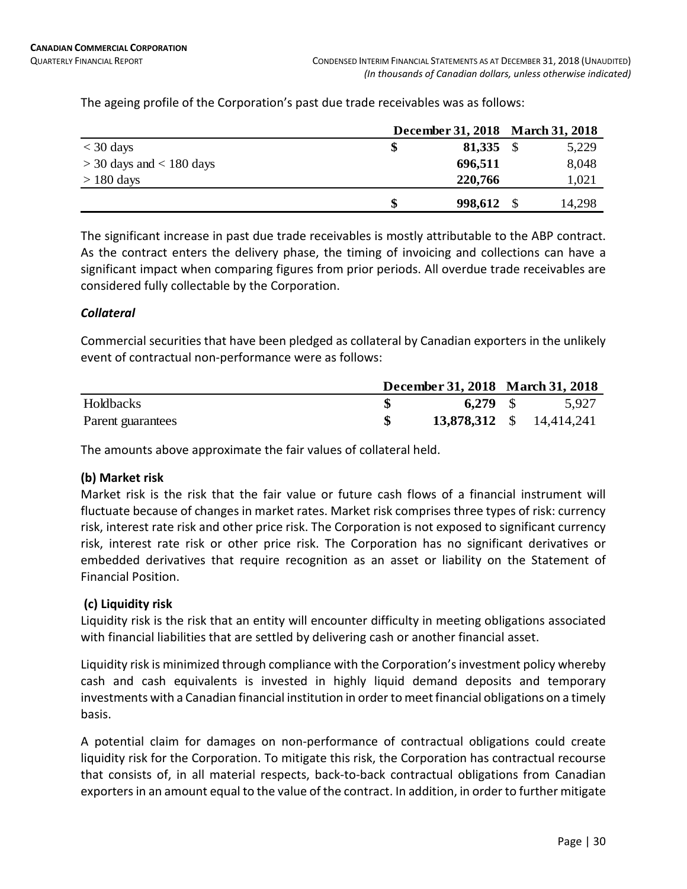The ageing profile of the Corporation's past due trade receivables was as follows:

| | December 31, 2018 | March 31, 2018 |
|---|---|---|
| < 30 days | **$ 81,335** | $ 5,229 |
| > 30 days and < 180 days | **696,511** | 8,048 |
| > 180 days | **220,766** | 1,021 |
| | **$ 998,612** | $ 14,298 |

The significant increase in past due trade receivables is mostly attributable to the ABP contract. As the contract enters the delivery phase, the timing of invoicing and collections can have a significant impact when comparing figures from prior periods. All overdue trade receivables are considered fully collectable by the Corporation.

### *Collateral*

Commercial securities that have been pledged as collateral by Canadian exporters in the unlikely event of contractual non-performance were as follows:

| | December 31, 2018 | March 31, 2018 |
|---|---|---|
| Holdbacks | **$ 6,279** | $ 5,927 |
| Parent guarantees | **$ 13,878,312** | $ 14,414,241 |

The amounts above approximate the fair values of collateral held.

### (b) Market risk

Market risk is the risk that the fair value or future cash flows of a financial instrument will fluctuate because of changes in market rates. Market risk comprises three types of risk: currency risk, interest rate risk and other price risk. The Corporation is not exposed to significant currency risk, interest rate risk or other price risk. The Corporation has no significant derivatives or embedded derivatives that require recognition as an asset or liability on the Statement of Financial Position.

### (c) Liquidity risk

Liquidity risk is the risk that an entity will encounter difficulty in meeting obligations associated with financial liabilities that are settled by delivering cash or another financial asset.

Liquidity risk is minimized through compliance with the Corporation's investment policy whereby cash and cash equivalents is invested in highly liquid demand deposits and temporary investments with a Canadian financial institution in order to meet financial obligations on a timely basis.

A potential claim for damages on non-performance of contractual obligations could create liquidity risk for the Corporation. To mitigate this risk, the Corporation has contractual recourse that consists of, in all material respects, back-to-back contractual obligations from Canadian exporters in an amount equal to the value of the contract. In addition, in order to further mitigate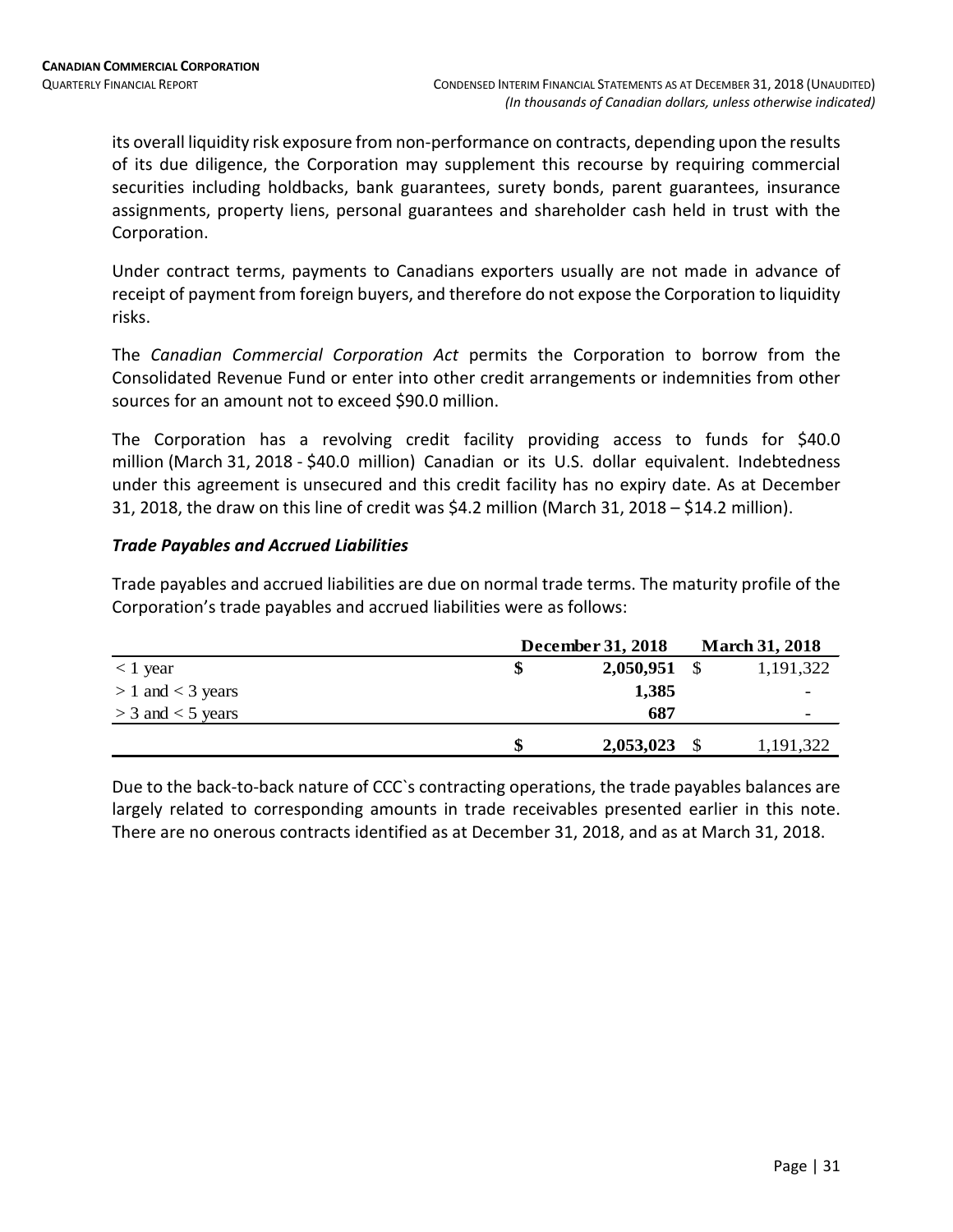its overall liquidity risk exposure from non-performance on contracts, depending upon the results of its due diligence, the Corporation may supplement this recourse by requiring commercial securities including holdbacks, bank guarantees, surety bonds, parent guarantees, insurance assignments, property liens, personal guarantees and shareholder cash held in trust with the Corporation.

Under contract terms, payments to Canadians exporters usually are not made in advance of receipt of payment from foreign buyers, and therefore do not expose the Corporation to liquidity risks.

The *Canadian Commercial Corporation Act* permits the Corporation to borrow from the Consolidated Revenue Fund or enter into other credit arrangements or indemnities from other sources for an amount not to exceed $90.0 million.

The Corporation has a revolving credit facility providing access to funds for $40.0 million (March 31, 2018 - $40.0 million) Canadian or its U.S. dollar equivalent. Indebtedness under this agreement is unsecured and this credit facility has no expiry date. As at December 31, 2018, the draw on this line of credit was $4.2 million (March 31, 2018 – $14.2 million).

### *Trade Payables and Accrued Liabilities*

Trade payables and accrued liabilities are due on normal trade terms. The maturity profile of the Corporation's trade payables and accrued liabilities were as follows:

| | **December 31, 2018** | **March 31, 2018** |
|---|---|---|
| < 1 year | **$ 2,050,951** | $ 1,191,322 |
| > 1 and < 3 years | **1,385** | - |
| > 3 and < 5 years | **687** | - |
| | **$ 2,053,023** | $ 1,191,322 |

Due to the back-to-back nature of CCC`s contracting operations, the trade payables balances are largely related to corresponding amounts in trade receivables presented earlier in this note. There are no onerous contracts identified as at December 31, 2018, and as at March 31, 2018.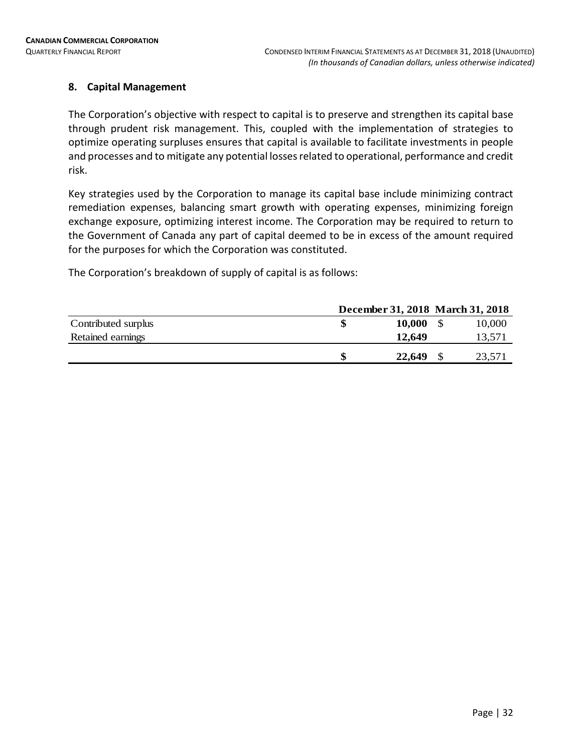## 8. Capital Management

The Corporation's objective with respect to capital is to preserve and strengthen its capital base through prudent risk management. This, coupled with the implementation of strategies to optimize operating surpluses ensures that capital is available to facilitate investments in people and processes and to mitigate any potential losses related to operational, performance and credit risk.

Key strategies used by the Corporation to manage its capital base include minimizing contract remediation expenses, balancing smart growth with operating expenses, minimizing foreign exchange exposure, optimizing interest income. The Corporation may be required to return to the Government of Canada any part of capital deemed to be in excess of the amount required for the purposes for which the Corporation was constituted.

The Corporation's breakdown of supply of capital is as follows:

| | December 31, 2018 | March 31, 2018 |
|---|---|---|
| Contributed surplus | **$ 10,000** | $ 10,000 |
| Retained earnings | **12,649** | 13,571 |
| | **$ 22,649** | $ 23,571 |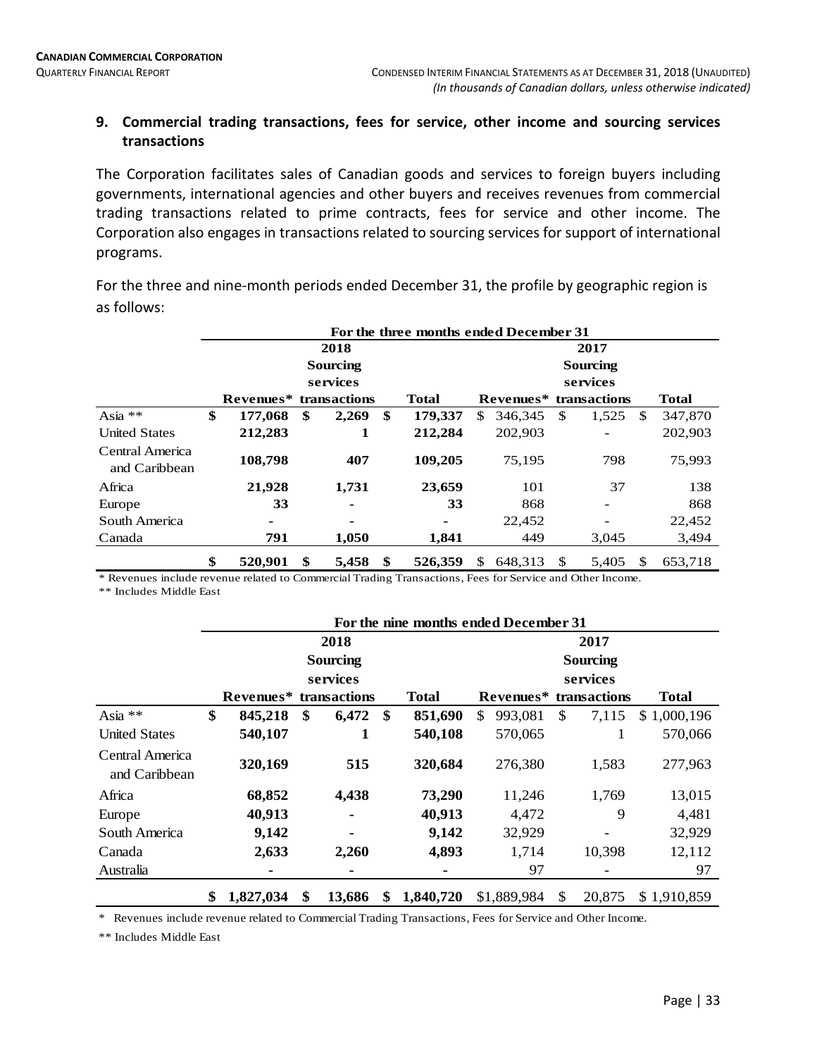## 9. Commercial trading transactions, fees for service, other income and sourcing services transactions

The Corporation facilitates sales of Canadian goods and services to foreign buyers including governments, international agencies and other buyers and receives revenues from commercial trading transactions related to prime contracts, fees for service and other income. The Corporation also engages in transactions related to sourcing services for support of international programs.

For the three and nine-month periods ended December 31, the profile by geographic region is as follows:

| | For the three months ended December 31 | | | | | |
|---|---|---|---|---|---|---|
| | 2018 | | | 2017 | | |
| | Revenues* | Sourcing services transactions | Total | Revenues* | Sourcing services transactions | Total |
| Asia ** | **$ 177,068** | **$ 2,269** | **$ 179,337** | $ 346,345 | $ 1,525 | $ 347,870 |
| United States | **212,283** | **1** | **212,284** | 202,903 | - | 202,903 |
| Central America and Caribbean | **108,798** | **407** | **109,205** | 75,195 | 798 | 75,993 |
| Africa | **21,928** | **1,731** | **23,659** | 101 | 37 | 138 |
| Europe | **33** | **-** | **33** | 868 | - | 868 |
| South America | **-** | **-** | **-** | 22,452 | - | 22,452 |
| Canada | **791** | **1,050** | **1,841** | 449 | 3,045 | 3,494 |
| | **$ 520,901** | **$ 5,458** | **$ 526,359** | $ 648,313 | $ 5,405 | $ 653,718 |

\* Revenues include revenue related to Commercial Trading Transactions, Fees for Service and Other Income.

** Includes Middle East

| | For the nine months ended December 31 | | | | | |
|---|---|---|---|---|---|---|
| | 2018 | | | 2017 | | |
| | Revenues* | Sourcing services transactions | Total | Revenues* | Sourcing services transactions | Total |
| Asia ** | **$ 845,218** | **$ 6,472** | **$ 851,690** | $ 993,081 | $ 7,115 | $ 1,000,196 |
| United States | **540,107** | **1** | **540,108** | 570,065 | 1 | 570,066 |
| Central America and Caribbean | **320,169** | **515** | **320,684** | 276,380 | 1,583 | 277,963 |
| Africa | **68,852** | **4,438** | **73,290** | 11,246 | 1,769 | 13,015 |
| Europe | **40,913** | **-** | **40,913** | 4,472 | 9 | 4,481 |
| South America | **9,142** | **-** | **9,142** | 32,929 | - | 32,929 |
| Canada | **2,633** | **2,260** | **4,893** | 1,714 | 10,398 | 12,112 |
| Australia | **-** | **-** | **-** | 97 | - | 97 |
| | **$ 1,827,034** | **$ 13,686** | **$ 1,840,720** | $1,889,984 | $ 20,875 | $ 1,910,859 |

\* Revenues include revenue related to Commercial Trading Transactions, Fees for Service and Other Income.

** Includes Middle East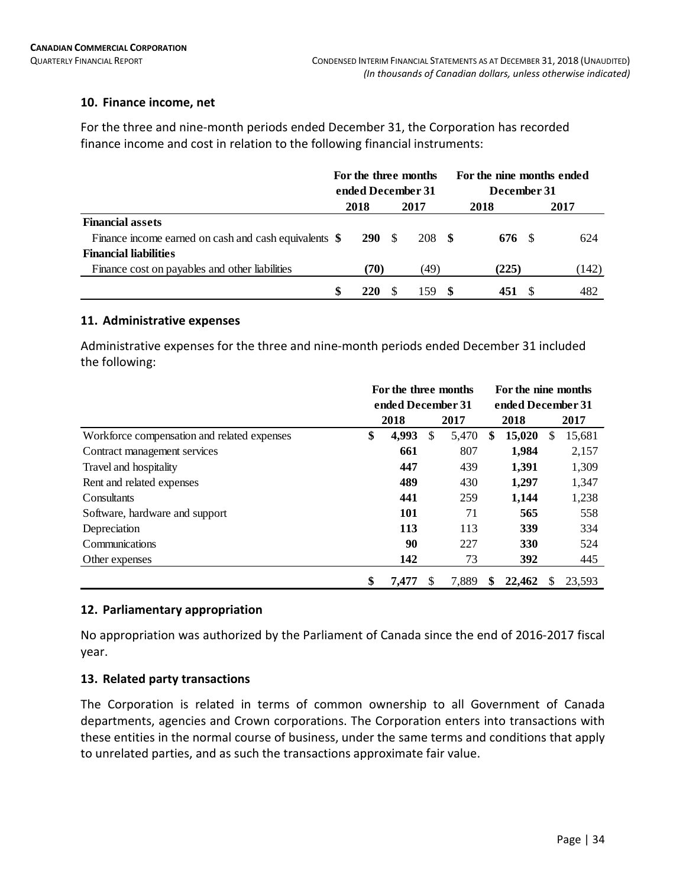## 10. Finance income, net

For the three and nine-month periods ended December 31, the Corporation has recorded finance income and cost in relation to the following financial instruments:

| | For the three months ended December 31 | | For the nine months ended December 31 | |
|---|---|---|---|---|
| | **2018** | **2017** | **2018** | **2017** |
| **Financial assets** | | | | |
| Finance income earned on cash and cash equivalents | **$ 290** | $ 208 | **$ 676** | $ 624 |
| **Financial liabilities** | | | | |
| Finance cost on payables and other liabilities | **(70)** | (49) | **(225)** | (142) |
| | **$ 220** | $ 159 | **$ 451** | $ 482 |

## 11. Administrative expenses

Administrative expenses for the three and nine-month periods ended December 31 included the following:

| | For the three months ended December 31 | | For the nine months ended December 31 | |
|---|---|---|---|---|
| | **2018** | **2017** | **2018** | **2017** |
| Workforce compensation and related expenses | **$ 4,993** | $ 5,470 | **$ 15,020** | $ 15,681 |
| Contract management services | **661** | 807 | **1,984** | 2,157 |
| Travel and hospitality | **447** | 439 | **1,391** | 1,309 |
| Rent and related expenses | **489** | 430 | **1,297** | 1,347 |
| Consultants | **441** | 259 | **1,144** | 1,238 |
| Software, hardware and support | **101** | 71 | **565** | 558 |
| Depreciation | **113** | 113 | **339** | 334 |
| Communications | **90** | 227 | **330** | 524 |
| Other expenses | **142** | 73 | **392** | 445 |
| | **$ 7,477** | $ 7,889 | **$ 22,462** | $ 23,593 |

## 12. Parliamentary appropriation

No appropriation was authorized by the Parliament of Canada since the end of 2016-2017 fiscal year.

## 13. Related party transactions

The Corporation is related in terms of common ownership to all Government of Canada departments, agencies and Crown corporations. The Corporation enters into transactions with these entities in the normal course of business, under the same terms and conditions that apply to unrelated parties, and as such the transactions approximate fair value.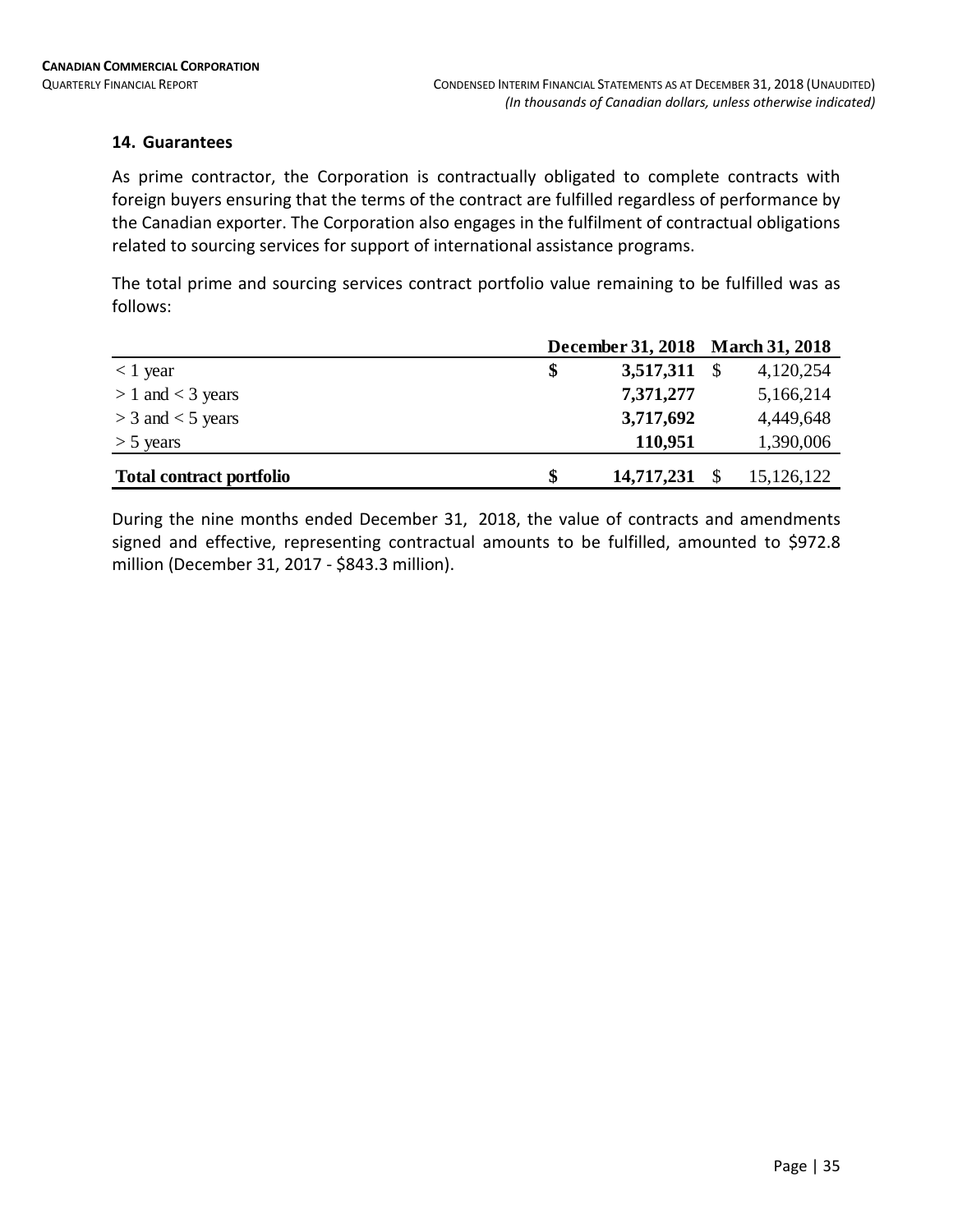## 14. Guarantees

As prime contractor, the Corporation is contractually obligated to complete contracts with foreign buyers ensuring that the terms of the contract are fulfilled regardless of performance by the Canadian exporter. The Corporation also engages in the fulfilment of contractual obligations related to sourcing services for support of international assistance programs.

The total prime and sourcing services contract portfolio value remaining to be fulfilled was as follows:

| | December 31, 2018 | March 31, 2018 |
|---|---|---|
| < 1 year | **$ 3,517,311** | $ 4,120,254 |
| > 1 and < 3 years | **7,371,277** | 5,166,214 |
| > 3 and < 5 years | **3,717,692** | 4,449,648 |
| > 5 years | **110,951** | 1,390,006 |
| **Total contract portfolio** | **$ 14,717,231** | $ 15,126,122 |

During the nine months ended December 31, 2018, the value of contracts and amendments signed and effective, representing contractual amounts to be fulfilled, amounted to $972.8 million (December 31, 2017 - $843.3 million).